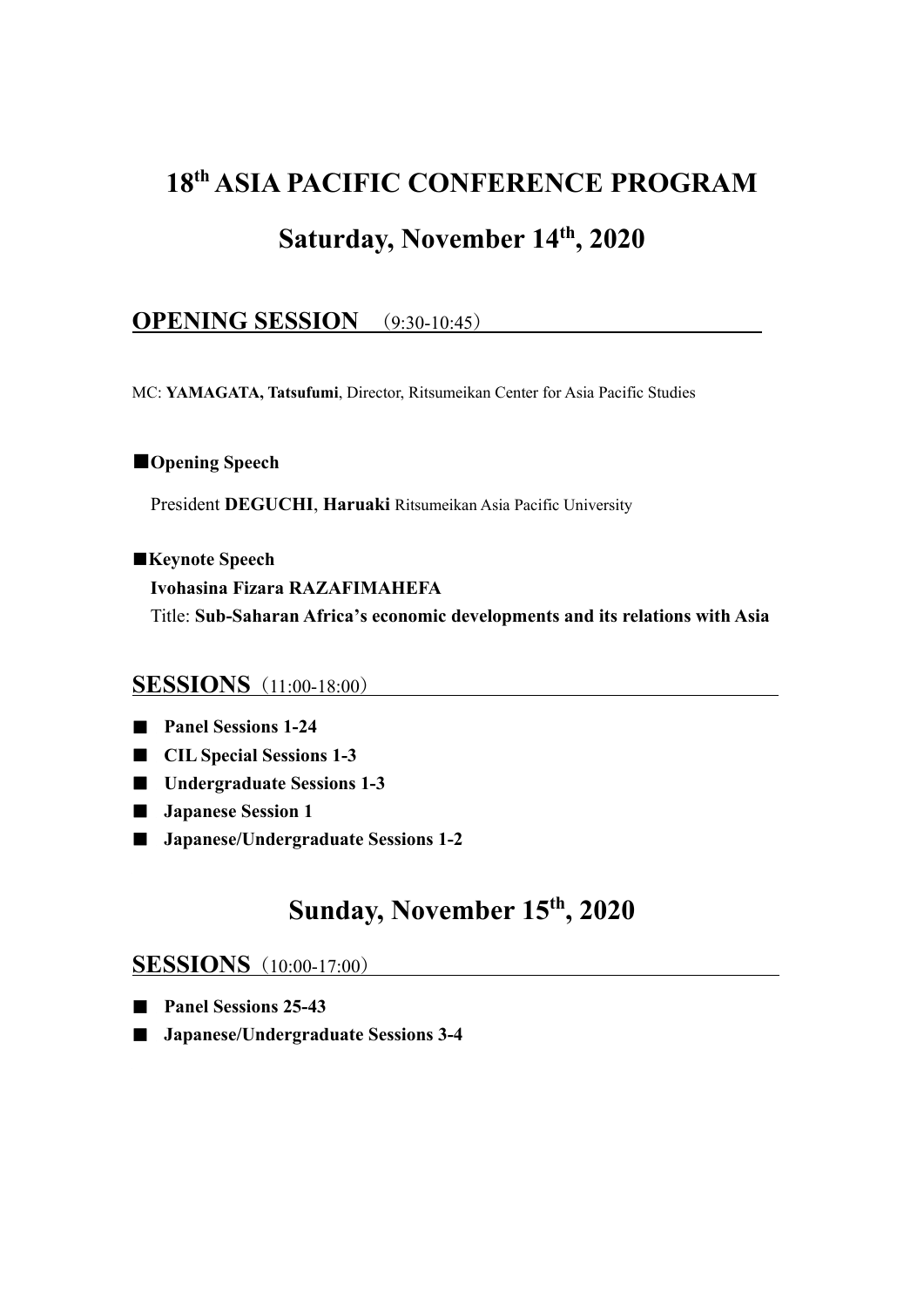# 18th ASIA PACIFIC CONFERENCE PROGRAM

# Saturday, November 14th, 2020

## OPENING SESSION （9:30-10:45）

MC: **YAMAGATA, Tatsufumi**, Director, Ritsumeikan Center for Asia Pacific Studies

■**Opening Speech**

President **DEGUCHI**, **Haruaki** Ritsumeikan Asia Pacific University

■**Keynote Speech**

**Ivohasina Fizara RAZAFIMAHEFA**

Title: **Sub-Saharan Africa's economic developments and its relations with Asia**

## SESSIONS （11:00-18:00）

- ■ **Panel Sessions 1-24**
- ■ **CIL Special Sessions 1-3**
- ■ **Undergraduate Sessions 1-3**
- ■ **Japanese Session 1**
- ■ **Japanese/Undergraduate Sessions 1-2**

# Sunday, November 15th, 2020

## SESSIONS （10:00-17:00）

- ■ **Panel Sessions 25-43**
- ■ **Japanese/Undergraduate Sessions 3-4**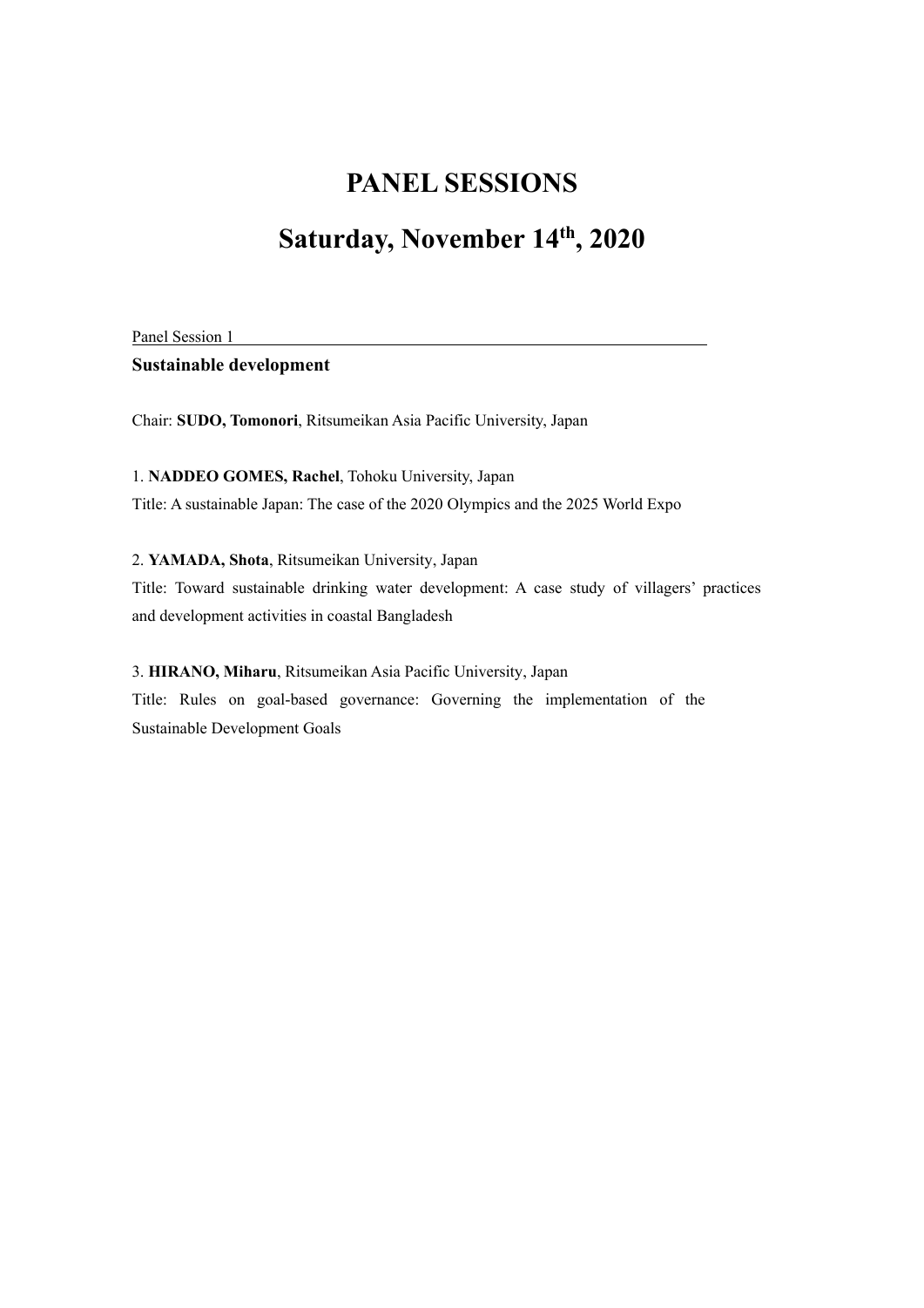# PANEL SESSIONS

# Saturday, November 14th, 2020

Panel Session 1

**Sustainable development**

Chair: **SUDO, Tomonori**, Ritsumeikan Asia Pacific University, Japan

1. **NADDEO GOMES, Rachel**, Tohoku University, Japan
Title: A sustainable Japan: The case of the 2020 Olympics and the 2025 World Expo

2. **YAMADA, Shota**, Ritsumeikan University, Japan
Title: Toward sustainable drinking water development: A case study of villagers' practices and development activities in coastal Bangladesh

3. **HIRANO, Miharu**, Ritsumeikan Asia Pacific University, Japan
Title: Rules on goal-based governance: Governing the implementation of the Sustainable Development Goals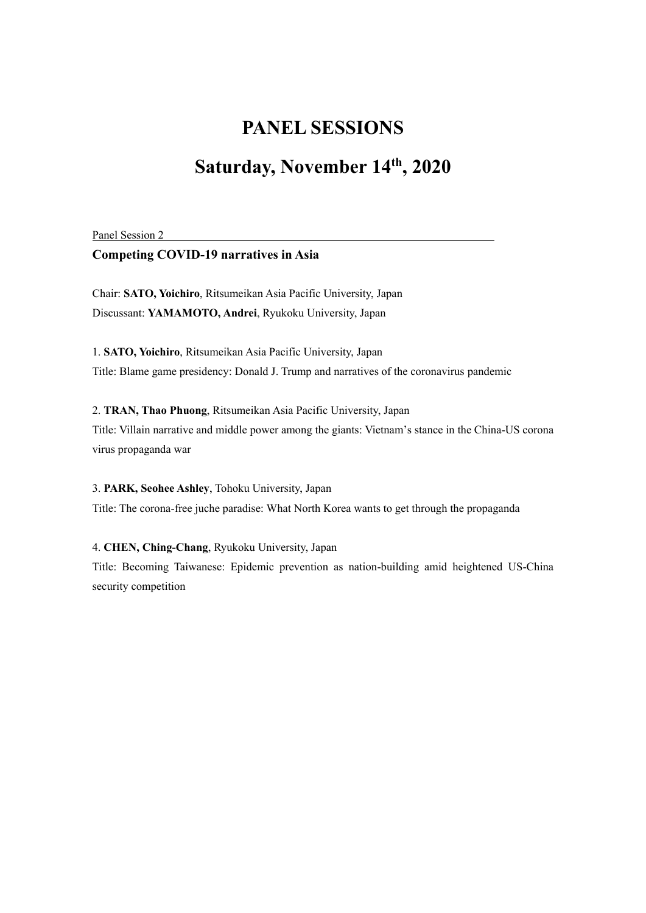# PANEL SESSIONS

# Saturday, November 14th, 2020

Panel Session 2

**Competing COVID-19 narratives in Asia**

Chair: **SATO, Yoichiro**, Ritsumeikan Asia Pacific University, Japan
Discussant: **YAMAMOTO, Andrei**, Ryukoku University, Japan

1. **SATO, Yoichiro**, Ritsumeikan Asia Pacific University, Japan
Title: Blame game presidency: Donald J. Trump and narratives of the coronavirus pandemic

2. **TRAN, Thao Phuong**, Ritsumeikan Asia Pacific University, Japan
Title: Villain narrative and middle power among the giants: Vietnam's stance in the China-US corona virus propaganda war

3. **PARK, Seohee Ashley**, Tohoku University, Japan
Title: The corona-free juche paradise: What North Korea wants to get through the propaganda

4. **CHEN, Ching-Chang**, Ryukoku University, Japan
Title: Becoming Taiwanese: Epidemic prevention as nation-building amid heightened US-China security competition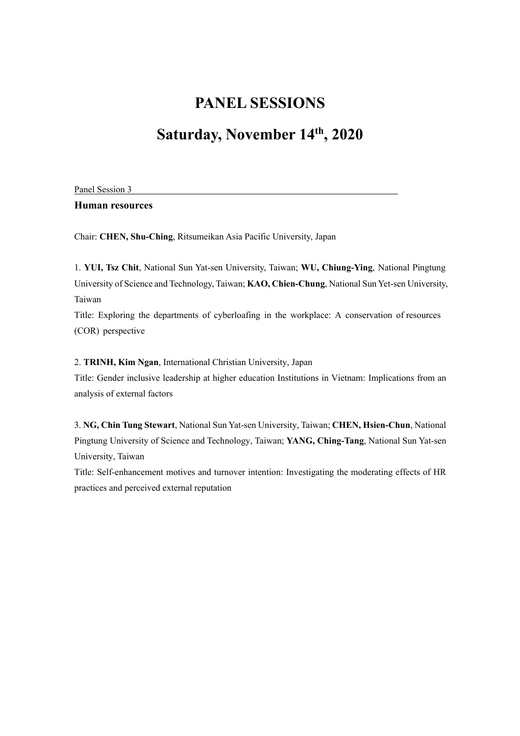# PANEL SESSIONS

# Saturday, November 14th, 2020

Panel Session 3

**Human resources**

Chair: **CHEN, Shu-Ching**, Ritsumeikan Asia Pacific University, Japan

1. **YUI, Tsz Chit**, National Sun Yat-sen University, Taiwan; **WU, Chiung-Ying**, National Pingtung University of Science and Technology, Taiwan; **KAO, Chien-Chung**, National Sun Yet-sen University, Taiwan

Title: Exploring the departments of cyberloafing in the workplace: A conservation of resources (COR) perspective

2. **TRINH, Kim Ngan**, International Christian University, Japan

Title: Gender inclusive leadership at higher education Institutions in Vietnam: Implications from an analysis of external factors

3. **NG, Chin Tung Stewart**, National Sun Yat-sen University, Taiwan; **CHEN, Hsien-Chun**, National Pingtung University of Science and Technology, Taiwan; **YANG, Ching-Tang**, National Sun Yat-sen University, Taiwan

Title: Self-enhancement motives and turnover intention: Investigating the moderating effects of HR practices and perceived external reputation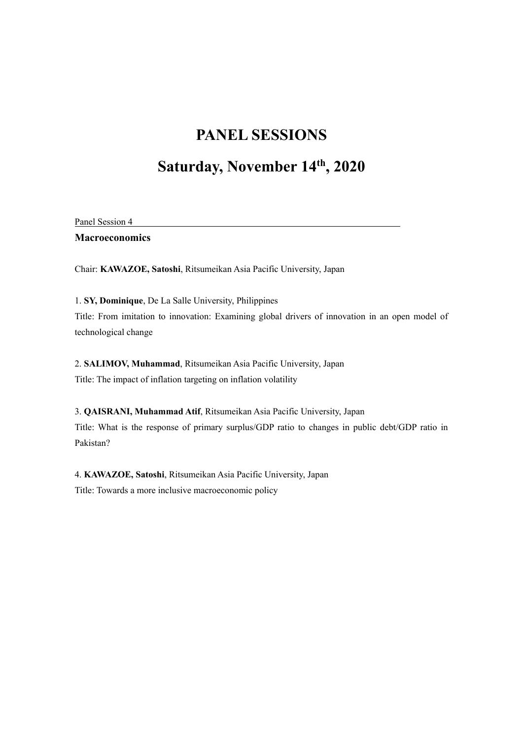# PANEL SESSIONS

# Saturday, November 14th, 2020

Panel Session 4

**Macroeconomics**

Chair: **KAWAZOE, Satoshi**, Ritsumeikan Asia Pacific University, Japan

1. **SY, Dominique**, De La Salle University, Philippines
Title: From imitation to innovation: Examining global drivers of innovation in an open model of technological change

2. **SALIMOV, Muhammad**, Ritsumeikan Asia Pacific University, Japan
Title: The impact of inflation targeting on inflation volatility

3. **QAISRANI, Muhammad Atif**, Ritsumeikan Asia Pacific University, Japan
Title: What is the response of primary surplus/GDP ratio to changes in public debt/GDP ratio in Pakistan?

4. **KAWAZOE, Satoshi**, Ritsumeikan Asia Pacific University, Japan
Title: Towards a more inclusive macroeconomic policy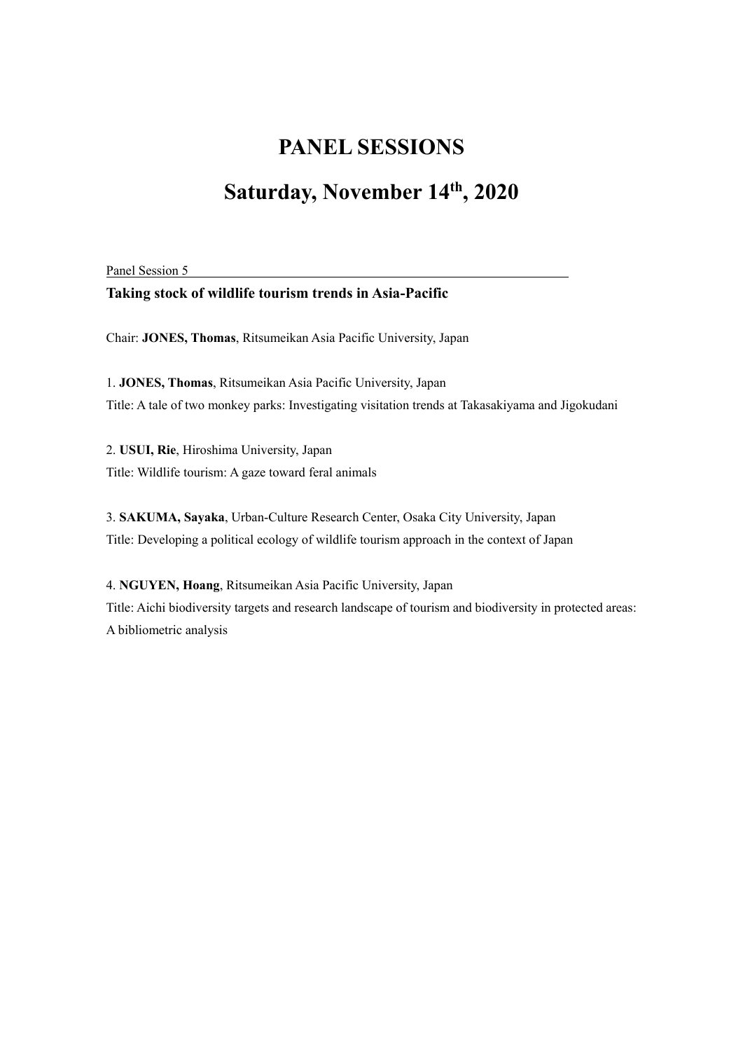# PANEL SESSIONS

# Saturday, November 14th, 2020

Panel Session 5

**Taking stock of wildlife tourism trends in Asia-Pacific**

Chair: **JONES, Thomas**, Ritsumeikan Asia Pacific University, Japan

1. **JONES, Thomas**, Ritsumeikan Asia Pacific University, Japan
Title: A tale of two monkey parks: Investigating visitation trends at Takasakiyama and Jigokudani

2. **USUI, Rie**, Hiroshima University, Japan
Title: Wildlife tourism: A gaze toward feral animals

3. **SAKUMA, Sayaka**, Urban-Culture Research Center, Osaka City University, Japan
Title: Developing a political ecology of wildlife tourism approach in the context of Japan

4. **NGUYEN, Hoang**, Ritsumeikan Asia Pacific University, Japan
Title: Aichi biodiversity targets and research landscape of tourism and biodiversity in protected areas: A bibliometric analysis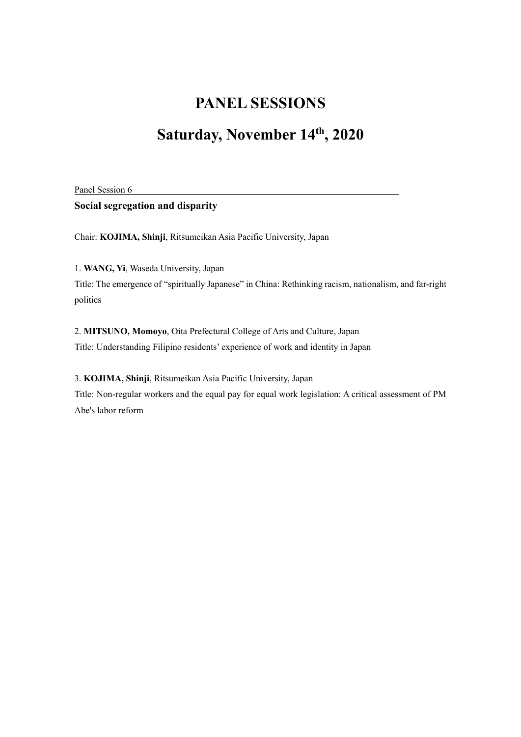# PANEL SESSIONS

# Saturday, November 14th, 2020

Panel Session 6

**Social segregation and disparity**

Chair: **KOJIMA, Shinji**, Ritsumeikan Asia Pacific University, Japan

1. **WANG, Yi**, Waseda University, Japan
Title: The emergence of "spiritually Japanese" in China: Rethinking racism, nationalism, and far-right politics

2. **MITSUNO, Momoyo**, Oita Prefectural College of Arts and Culture, Japan
Title: Understanding Filipino residents' experience of work and identity in Japan

3. **KOJIMA, Shinji**, Ritsumeikan Asia Pacific University, Japan
Title: Non-regular workers and the equal pay for equal work legislation: A critical assessment of PM Abe's labor reform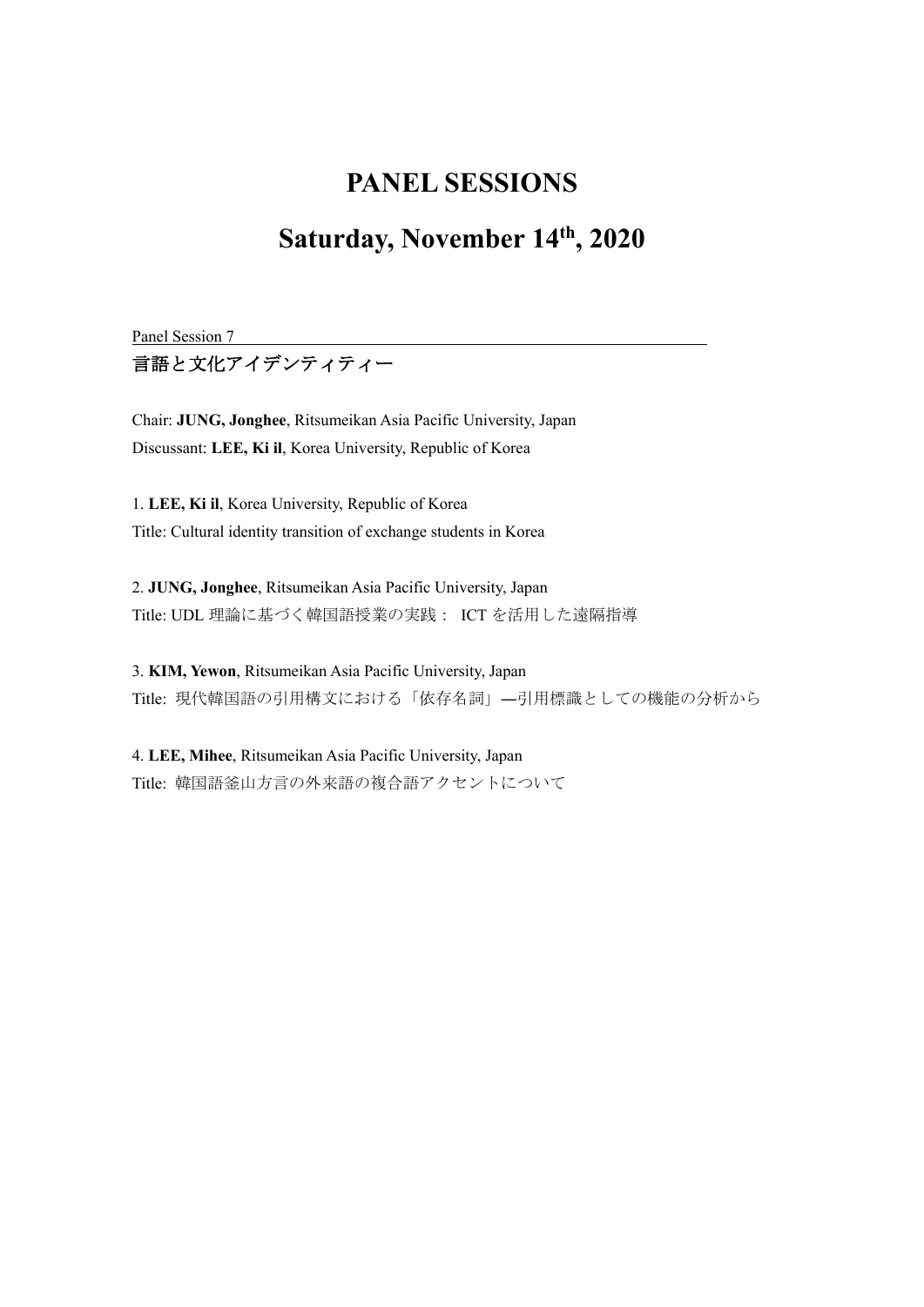# PANEL SESSIONS

# Saturday, November 14th, 2020

Panel Session 7

## 言語と文化アイデンティティー

Chair: **JUNG, Jonghee**, Ritsumeikan Asia Pacific University, Japan
Discussant: **LEE, Ki il**, Korea University, Republic of Korea

1. **LEE, Ki il**, Korea University, Republic of Korea
Title: Cultural identity transition of exchange students in Korea

2. **JUNG, Jonghee**, Ritsumeikan Asia Pacific University, Japan
Title: UDL 理論に基づく韓国語授業の実践： ICT を活用した遠隔指導

3. **KIM, Yewon**, Ritsumeikan Asia Pacific University, Japan
Title: 現代韓国語の引用構文における「依存名詞」—引用標識としての機能の分析から

4. **LEE, Mihee**, Ritsumeikan Asia Pacific University, Japan
Title: 韓国語釜山方言の外来語の複合語アクセントについて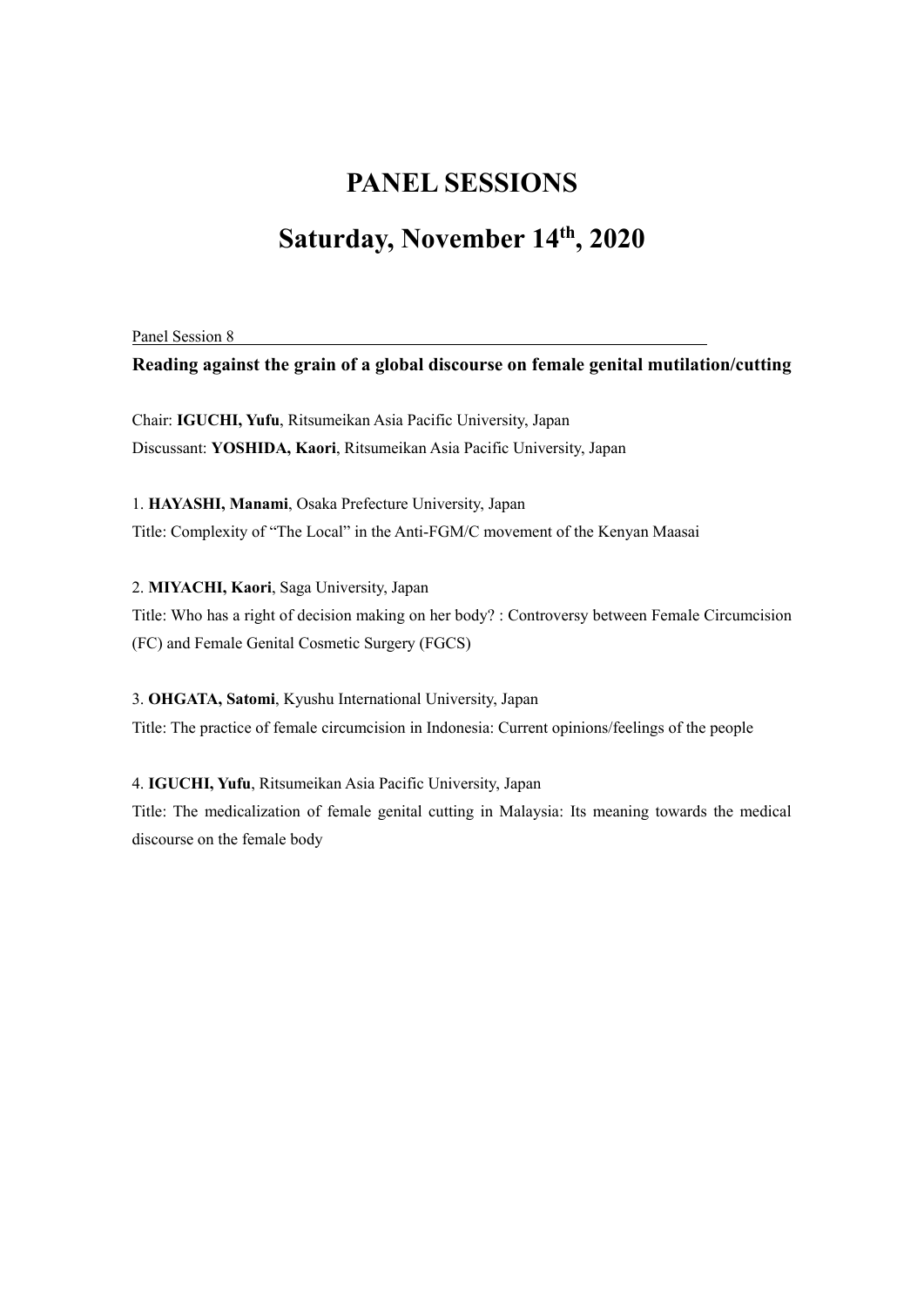# PANEL SESSIONS

# Saturday, November 14th, 2020

Panel Session 8

**Reading against the grain of a global discourse on female genital mutilation/cutting**

Chair: **IGUCHI, Yufu**, Ritsumeikan Asia Pacific University, Japan
Discussant: **YOSHIDA, Kaori**, Ritsumeikan Asia Pacific University, Japan

1. **HAYASHI, Manami**, Osaka Prefecture University, Japan
Title: Complexity of "The Local" in the Anti-FGM/C movement of the Kenyan Maasai

2. **MIYACHI, Kaori**, Saga University, Japan
Title: Who has a right of decision making on her body? : Controversy between Female Circumcision (FC) and Female Genital Cosmetic Surgery (FGCS)

3. **OHGATA, Satomi**, Kyushu International University, Japan
Title: The practice of female circumcision in Indonesia: Current opinions/feelings of the people

4. **IGUCHI, Yufu**, Ritsumeikan Asia Pacific University, Japan
Title: The medicalization of female genital cutting in Malaysia: Its meaning towards the medical discourse on the female body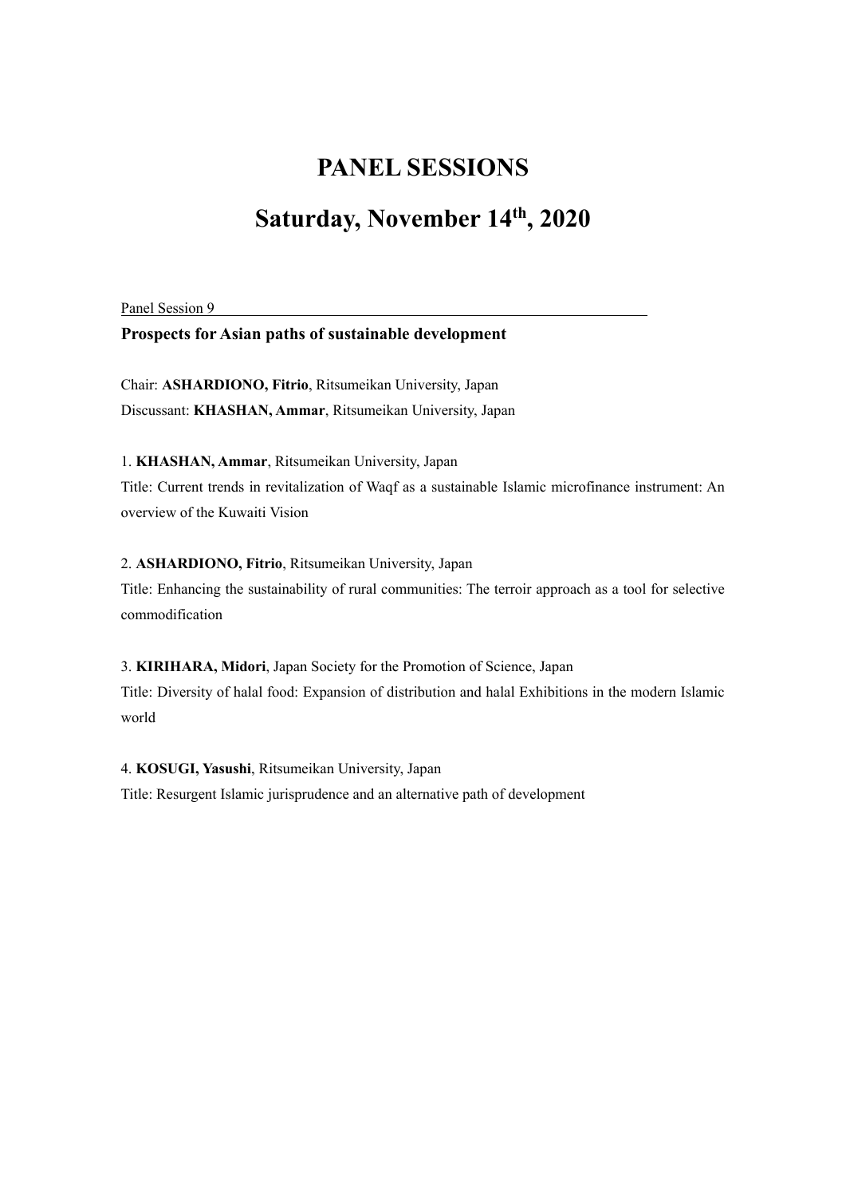# PANEL SESSIONS

# Saturday, November 14th, 2020

Panel Session 9

**Prospects for Asian paths of sustainable development**

Chair: **ASHARDIONO, Fitrio**, Ritsumeikan University, Japan
Discussant: **KHASHAN, Ammar**, Ritsumeikan University, Japan

1. **KHASHAN, Ammar**, Ritsumeikan University, Japan
Title: Current trends in revitalization of Waqf as a sustainable Islamic microfinance instrument: An overview of the Kuwaiti Vision

2. **ASHARDIONO, Fitrio**, Ritsumeikan University, Japan
Title: Enhancing the sustainability of rural communities: The terroir approach as a tool for selective commodification

3. **KIRIHARA, Midori**, Japan Society for the Promotion of Science, Japan
Title: Diversity of halal food: Expansion of distribution and halal Exhibitions in the modern Islamic world

4. **KOSUGI, Yasushi**, Ritsumeikan University, Japan
Title: Resurgent Islamic jurisprudence and an alternative path of development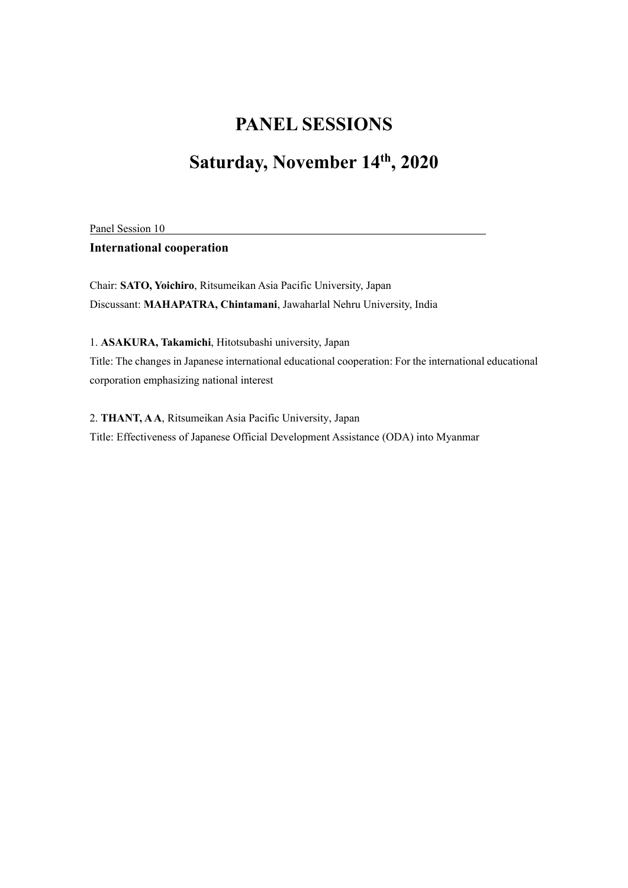# PANEL SESSIONS

# Saturday, November 14th, 2020

Panel Session 10

**International cooperation**

Chair: **SATO, Yoichiro**, Ritsumeikan Asia Pacific University, Japan
Discussant: **MAHAPATRA, Chintamani**, Jawaharlal Nehru University, India

1. **ASAKURA, Takamichi**, Hitotsubashi university, Japan
Title: The changes in Japanese international educational cooperation: For the international educational corporation emphasizing national interest

2. **THANT, A A**, Ritsumeikan Asia Pacific University, Japan
Title: Effectiveness of Japanese Official Development Assistance (ODA) into Myanmar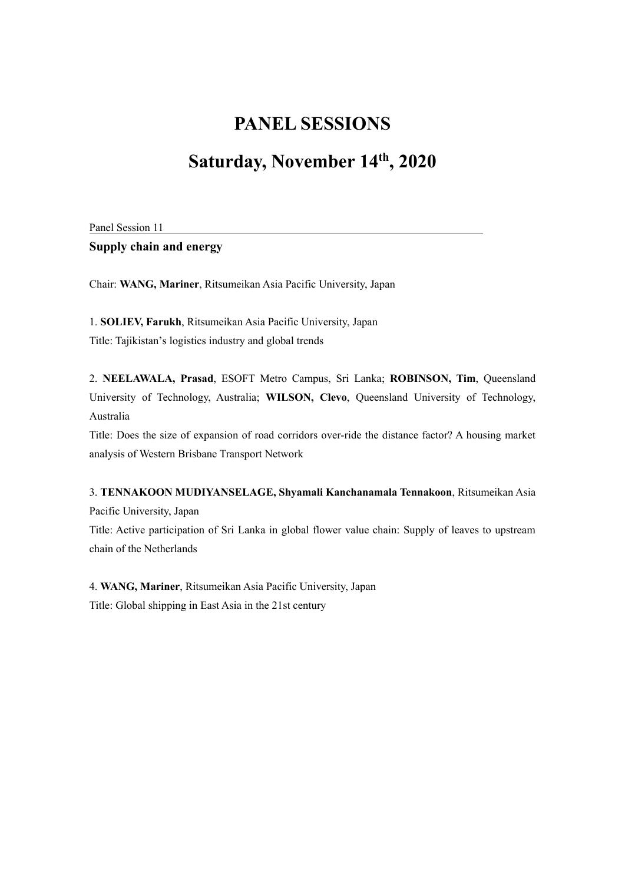# PANEL SESSIONS

# Saturday, November 14th, 2020

Panel Session 11

**Supply chain and energy**

Chair: **WANG, Mariner**, Ritsumeikan Asia Pacific University, Japan

1. **SOLIEV, Farukh**, Ritsumeikan Asia Pacific University, Japan
Title: Tajikistan's logistics industry and global trends

2. **NEELAWALA, Prasad**, ESOFT Metro Campus, Sri Lanka; **ROBINSON, Tim**, Queensland University of Technology, Australia; **WILSON, Clevo**, Queensland University of Technology, Australia
Title: Does the size of expansion of road corridors over-ride the distance factor? A housing market analysis of Western Brisbane Transport Network

3. **TENNAKOON MUDIYANSELAGE, Shyamali Kanchanamala Tennakoon**, Ritsumeikan Asia Pacific University, Japan
Title: Active participation of Sri Lanka in global flower value chain: Supply of leaves to upstream chain of the Netherlands

4. **WANG, Mariner**, Ritsumeikan Asia Pacific University, Japan
Title: Global shipping in East Asia in the 21st century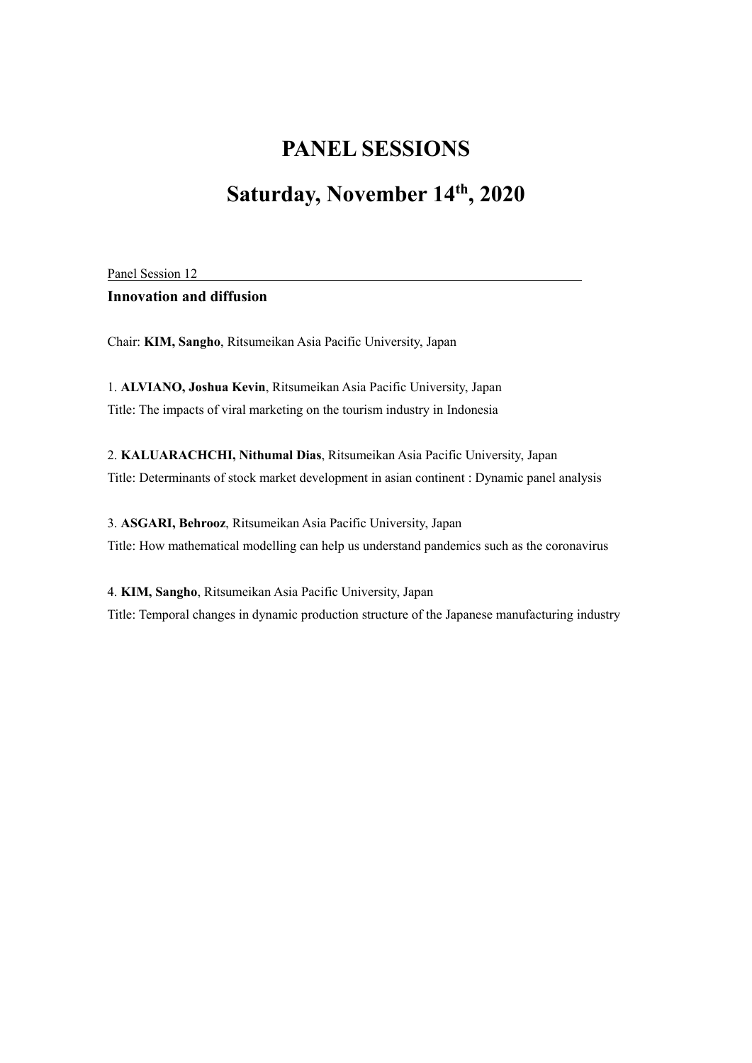# PANEL SESSIONS

# Saturday, November 14th, 2020

Panel Session 12

**Innovation and diffusion**

Chair: **KIM, Sangho**, Ritsumeikan Asia Pacific University, Japan

1. **ALVIANO, Joshua Kevin**, Ritsumeikan Asia Pacific University, Japan
Title: The impacts of viral marketing on the tourism industry in Indonesia

2. **KALUARACHCHI, Nithumal Dias**, Ritsumeikan Asia Pacific University, Japan
Title: Determinants of stock market development in asian continent : Dynamic panel analysis

3. **ASGARI, Behrooz**, Ritsumeikan Asia Pacific University, Japan
Title: How mathematical modelling can help us understand pandemics such as the coronavirus

4. **KIM, Sangho**, Ritsumeikan Asia Pacific University, Japan
Title: Temporal changes in dynamic production structure of the Japanese manufacturing industry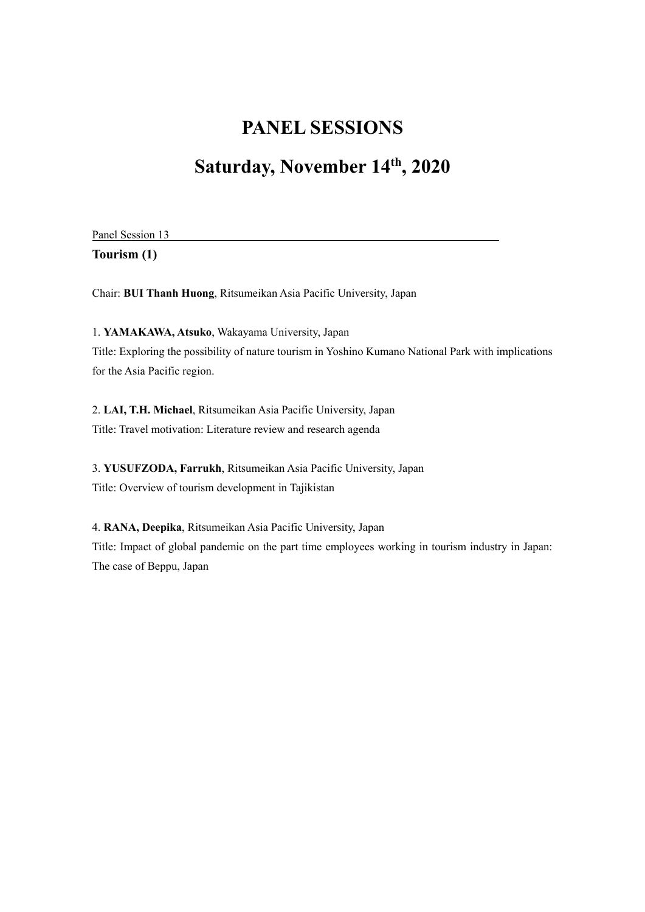# PANEL SESSIONS

# Saturday, November 14th, 2020

Panel Session 13

**Tourism (1)**

Chair: **BUI Thanh Huong**, Ritsumeikan Asia Pacific University, Japan

1. **YAMAKAWA, Atsuko**, Wakayama University, Japan
Title: Exploring the possibility of nature tourism in Yoshino Kumano National Park with implications for the Asia Pacific region.

2. **LAI, T.H. Michael**, Ritsumeikan Asia Pacific University, Japan
Title: Travel motivation: Literature review and research agenda

3. **YUSUFZODA, Farrukh**, Ritsumeikan Asia Pacific University, Japan
Title: Overview of tourism development in Tajikistan

4. **RANA, Deepika**, Ritsumeikan Asia Pacific University, Japan
Title: Impact of global pandemic on the part time employees working in tourism industry in Japan: The case of Beppu, Japan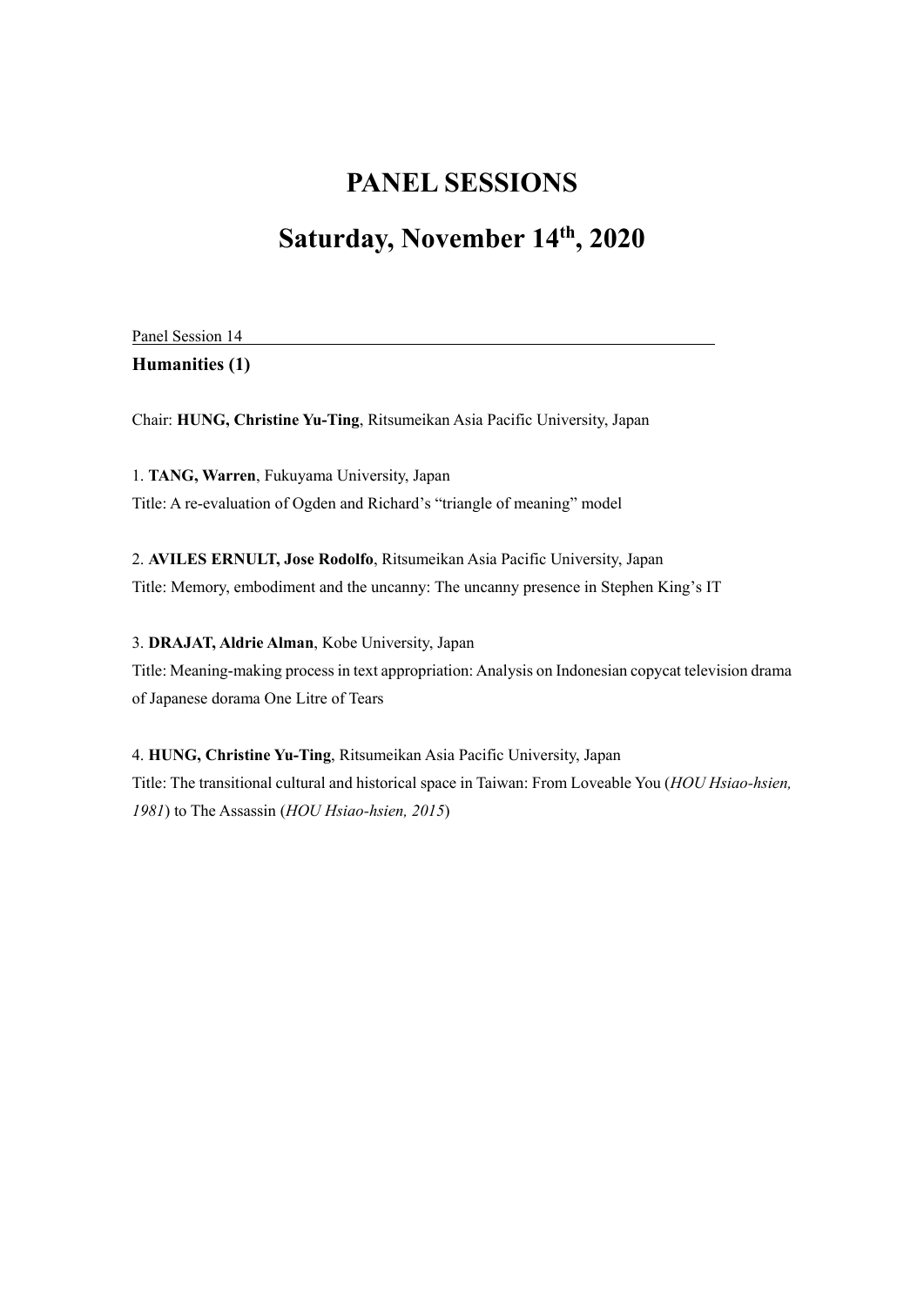# PANEL SESSIONS

# Saturday, November 14th, 2020

Panel Session 14

**Humanities (1)**

Chair: **HUNG, Christine Yu-Ting**, Ritsumeikan Asia Pacific University, Japan

1. **TANG, Warren**, Fukuyama University, Japan
Title: A re-evaluation of Ogden and Richard's "triangle of meaning" model

2. **AVILES ERNULT, Jose Rodolfo**, Ritsumeikan Asia Pacific University, Japan
Title: Memory, embodiment and the uncanny: The uncanny presence in Stephen King's IT

3. **DRAJAT, Aldrie Alman**, Kobe University, Japan
Title: Meaning-making process in text appropriation: Analysis on Indonesian copycat television drama of Japanese dorama One Litre of Tears

4. **HUNG, Christine Yu-Ting**, Ritsumeikan Asia Pacific University, Japan
Title: The transitional cultural and historical space in Taiwan: From Loveable You (*HOU Hsiao-hsien, 1981*) to The Assassin (*HOU Hsiao-hsien, 2015*)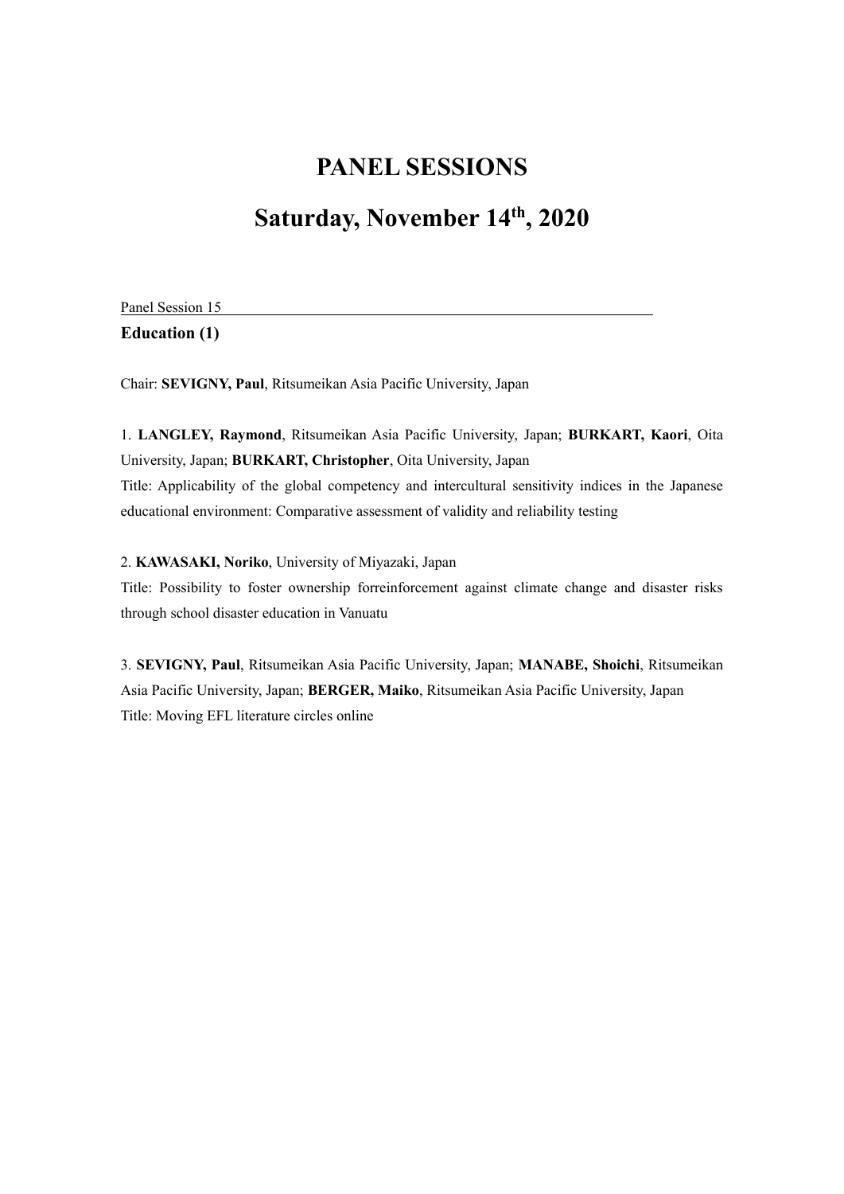# PANEL SESSIONS

# Saturday, November 14th, 2020

Panel Session 15

**Education (1)**

Chair: **SEVIGNY, Paul**, Ritsumeikan Asia Pacific University, Japan

1. **LANGLEY, Raymond**, Ritsumeikan Asia Pacific University, Japan; **BURKART, Kaori**, Oita University, Japan; **BURKART, Christopher**, Oita University, Japan

Title: Applicability of the global competency and intercultural sensitivity indices in the Japanese educational environment: Comparative assessment of validity and reliability testing

2. **KAWASAKI, Noriko**, University of Miyazaki, Japan

Title: Possibility to foster ownership forreinforcement against climate change and disaster risks through school disaster education in Vanuatu

3. **SEVIGNY, Paul**, Ritsumeikan Asia Pacific University, Japan; **MANABE, Shoichi**, Ritsumeikan Asia Pacific University, Japan; **BERGER, Maiko**, Ritsumeikan Asia Pacific University, Japan

Title: Moving EFL literature circles online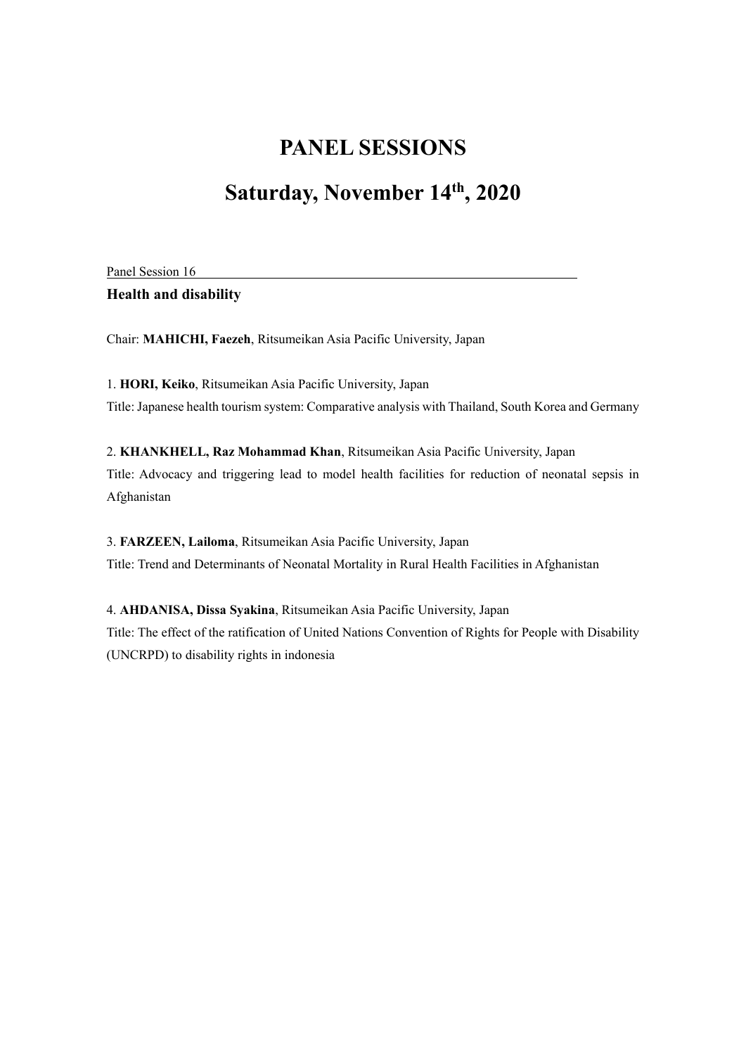# PANEL SESSIONS

# Saturday, November 14th, 2020

Panel Session 16

**Health and disability**

Chair: **MAHICHI, Faezeh**, Ritsumeikan Asia Pacific University, Japan

1. **HORI, Keiko**, Ritsumeikan Asia Pacific University, Japan
Title: Japanese health tourism system: Comparative analysis with Thailand, South Korea and Germany

2. **KHANKHELL, Raz Mohammad Khan**, Ritsumeikan Asia Pacific University, Japan
Title: Advocacy and triggering lead to model health facilities for reduction of neonatal sepsis in Afghanistan

3. **FARZEEN, Lailoma**, Ritsumeikan Asia Pacific University, Japan
Title: Trend and Determinants of Neonatal Mortality in Rural Health Facilities in Afghanistan

4. **AHDANISA, Dissa Syakina**, Ritsumeikan Asia Pacific University, Japan
Title: The effect of the ratification of United Nations Convention of Rights for People with Disability (UNCRPD) to disability rights in indonesia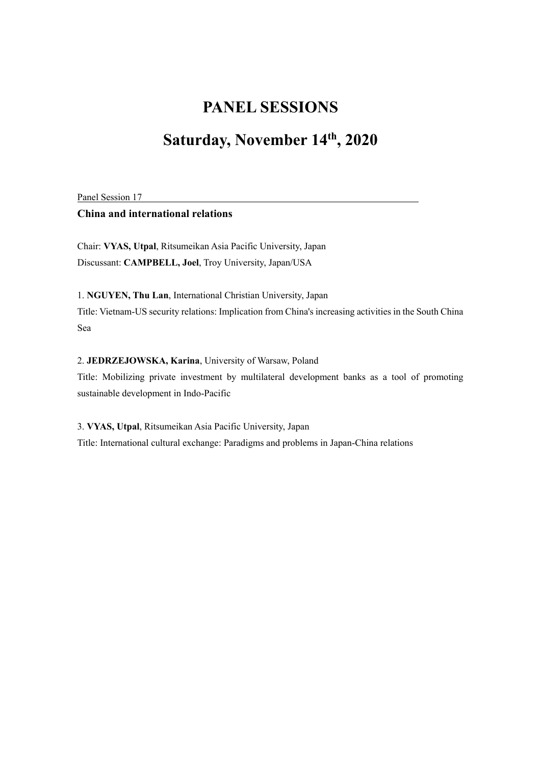# PANEL SESSIONS

# Saturday, November 14th, 2020

Panel Session 17

### China and international relations

Chair: **VYAS, Utpal**, Ritsumeikan Asia Pacific University, Japan
Discussant: **CAMPBELL, Joel**, Troy University, Japan/USA

1. **NGUYEN, Thu Lan**, International Christian University, Japan
Title: Vietnam-US security relations: Implication from China's increasing activities in the South China Sea

2. **JEDRZEJOWSKA, Karina**, University of Warsaw, Poland
Title: Mobilizing private investment by multilateral development banks as a tool of promoting sustainable development in Indo-Pacific

3. **VYAS, Utpal**, Ritsumeikan Asia Pacific University, Japan
Title: International cultural exchange: Paradigms and problems in Japan-China relations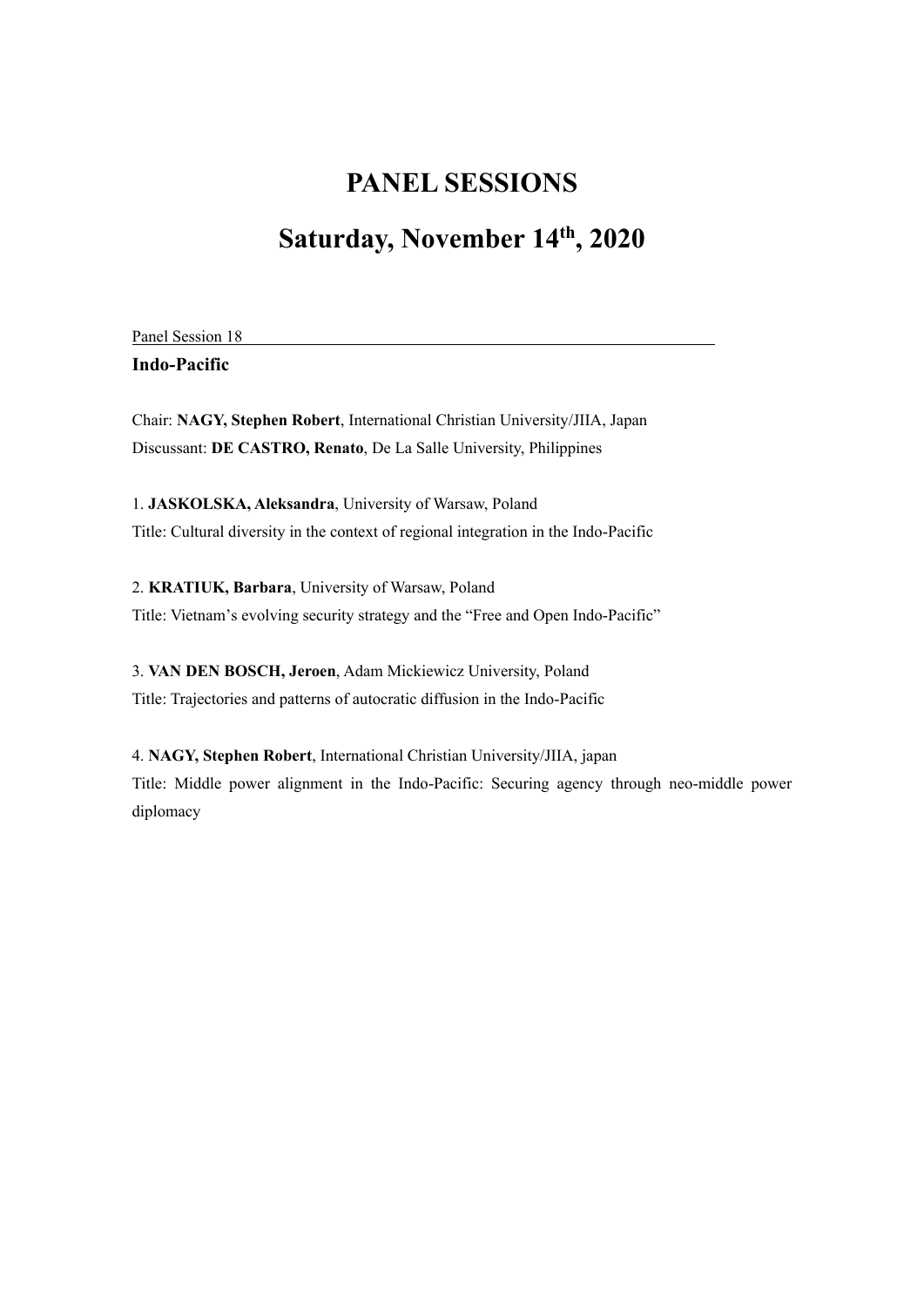# PANEL SESSIONS

# Saturday, November 14th, 2020

Panel Session 18

**Indo-Pacific**

Chair: **NAGY, Stephen Robert**, International Christian University/JIIA, Japan
Discussant: **DE CASTRO, Renato**, De La Salle University, Philippines

1. **JASKOLSKA, Aleksandra**, University of Warsaw, Poland
Title: Cultural diversity in the context of regional integration in the Indo-Pacific

2. **KRATIUK, Barbara**, University of Warsaw, Poland
Title: Vietnam's evolving security strategy and the "Free and Open Indo-Pacific"

3. **VAN DEN BOSCH, Jeroen**, Adam Mickiewicz University, Poland
Title: Trajectories and patterns of autocratic diffusion in the Indo-Pacific

4. **NAGY, Stephen Robert**, International Christian University/JIIA, japan
Title: Middle power alignment in the Indo-Pacific: Securing agency through neo-middle power diplomacy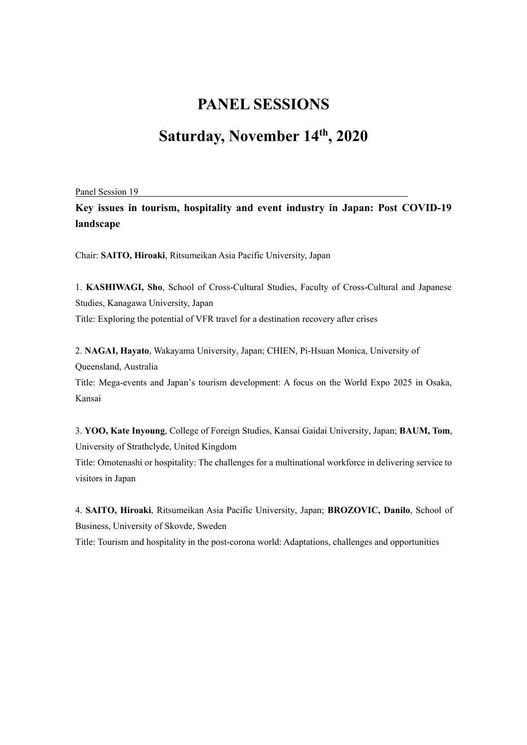# PANEL SESSIONS

# Saturday, November 14th, 2020

Panel Session 19

**Key issues in tourism, hospitality and event industry in Japan: Post COVID-19 landscape**

Chair: **SAITO, Hiroaki**, Ritsumeikan Asia Pacific University, Japan

1. **KASHIWAGI, Sho**, School of Cross-Cultural Studies, Faculty of Cross-Cultural and Japanese Studies, Kanagawa University, Japan
Title: Exploring the potential of VFR travel for a destination recovery after crises

2. **NAGAI, Hayato**, Wakayama University, Japan; CHIEN, Pi-Hsuan Monica, University of Queensland, Australia
Title: Mega-events and Japan's tourism development: A focus on the World Expo 2025 in Osaka, Kansai

3. **YOO, Kate Inyoung**, College of Foreign Studies, Kansai Gaidai University, Japan; **BAUM, Tom**, University of Strathclyde, United Kingdom
Title: Omotenashi or hospitality: The challenges for a multinational workforce in delivering service to visitors in Japan

4. **SAITO, Hiroaki**, Ritsumeikan Asia Pacific University, Japan; **BROZOVIC, Danilo**, School of Business, University of Skovde, Sweden
Title: Tourism and hospitality in the post-corona world: Adaptations, challenges and opportunities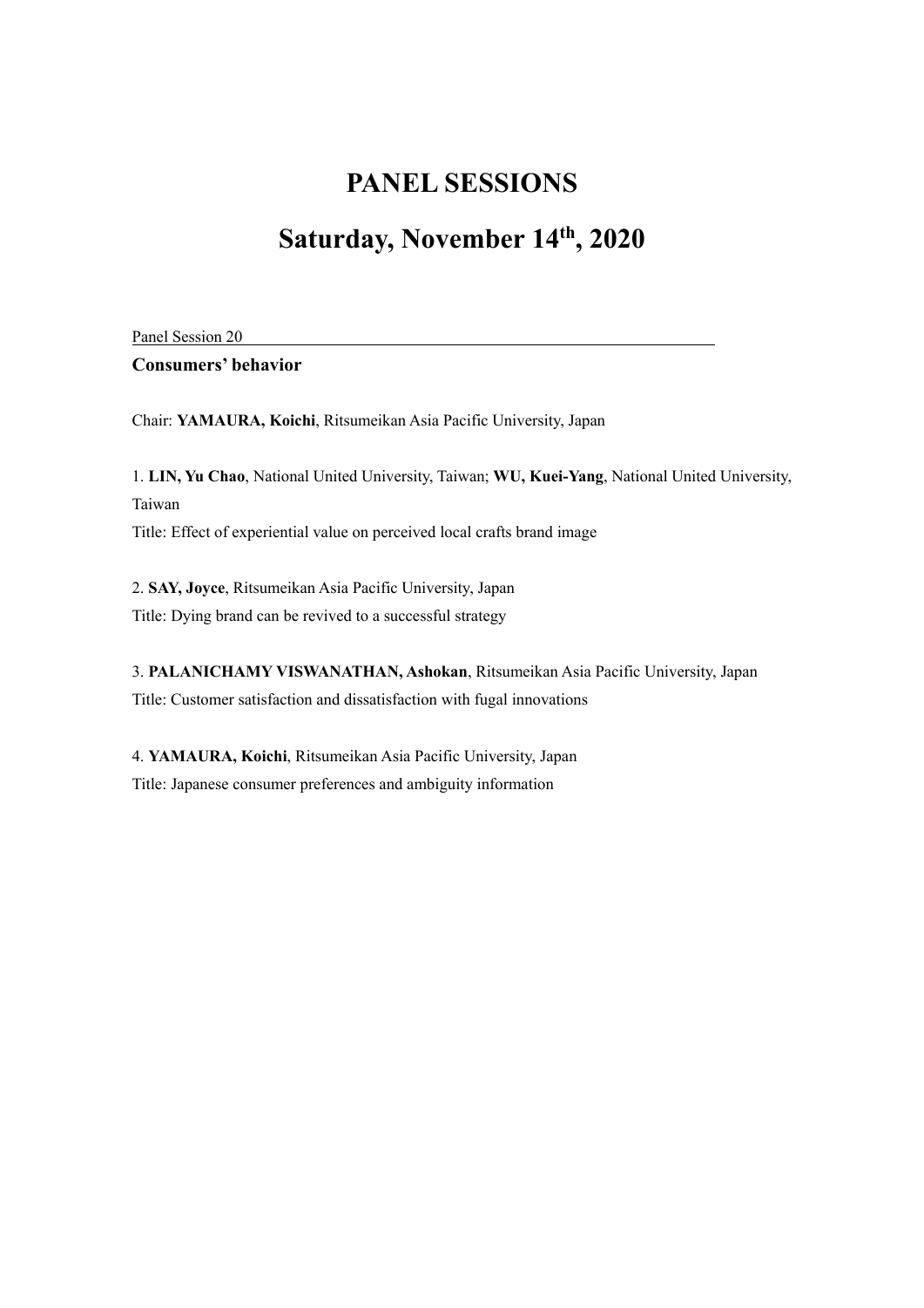# PANEL SESSIONS

# Saturday, November 14th, 2020

Panel Session 20

**Consumers' behavior**

Chair: **YAMAURA, Koichi**, Ritsumeikan Asia Pacific University, Japan

1. **LIN, Yu Chao**, National United University, Taiwan; **WU, Kuei-Yang**, National United University, Taiwan

Title: Effect of experiential value on perceived local crafts brand image

2. **SAY, Joyce**, Ritsumeikan Asia Pacific University, Japan

Title: Dying brand can be revived to a successful strategy

3. **PALANICHAMY VISWANATHAN, Ashokan**, Ritsumeikan Asia Pacific University, Japan

Title: Customer satisfaction and dissatisfaction with fugal innovations

4. **YAMAURA, Koichi**, Ritsumeikan Asia Pacific University, Japan

Title: Japanese consumer preferences and ambiguity information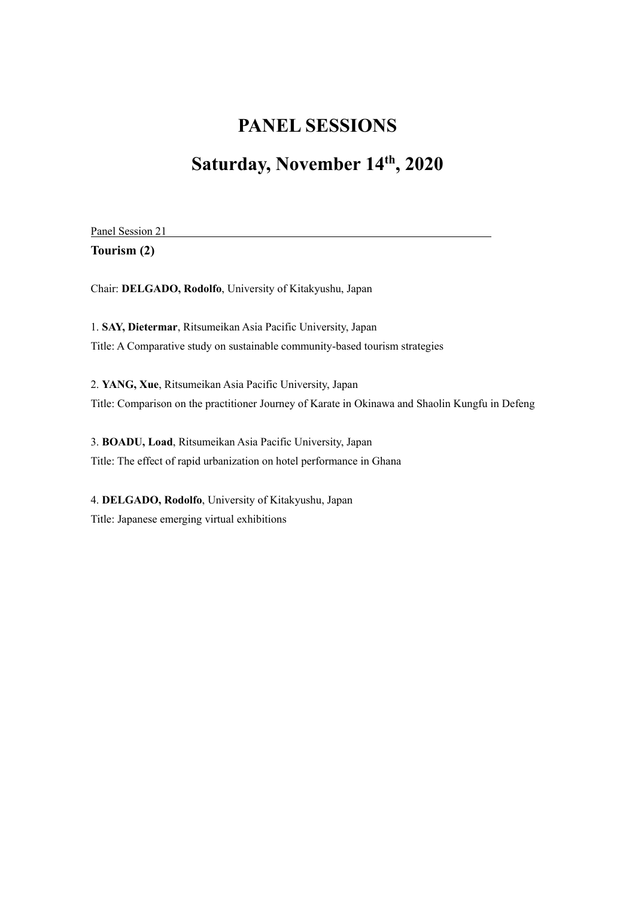# PANEL SESSIONS

# Saturday, November 14th, 2020

Panel Session 21

**Tourism (2)**

Chair: **DELGADO, Rodolfo**, University of Kitakyushu, Japan

1. **SAY, Dietermar**, Ritsumeikan Asia Pacific University, Japan
Title: A Comparative study on sustainable community-based tourism strategies

2. **YANG, Xue**, Ritsumeikan Asia Pacific University, Japan
Title: Comparison on the practitioner Journey of Karate in Okinawa and Shaolin Kungfu in Defeng

3. **BOADU, Load**, Ritsumeikan Asia Pacific University, Japan
Title: The effect of rapid urbanization on hotel performance in Ghana

4. **DELGADO, Rodolfo**, University of Kitakyushu, Japan
Title: Japanese emerging virtual exhibitions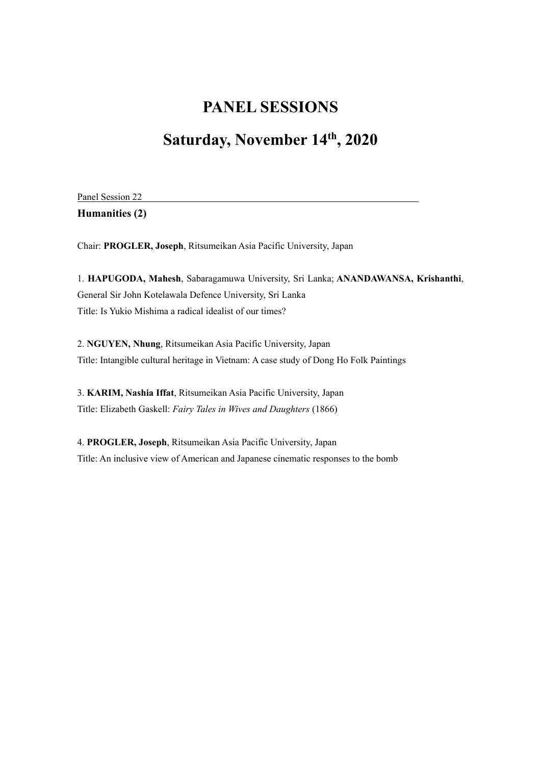# PANEL SESSIONS

# Saturday, November 14th, 2020

Panel Session 22

**Humanities (2)**

Chair: **PROGLER, Joseph**, Ritsumeikan Asia Pacific University, Japan

1. **HAPUGODA, Mahesh**, Sabaragamuwa University, Sri Lanka; **ANANDAWANSA, Krishanthi**, General Sir John Kotelawala Defence University, Sri Lanka
Title: Is Yukio Mishima a radical idealist of our times?

2. **NGUYEN, Nhung**, Ritsumeikan Asia Pacific University, Japan
Title: Intangible cultural heritage in Vietnam: A case study of Dong Ho Folk Paintings

3. **KARIM, Nashia Iffat**, Ritsumeikan Asia Pacific University, Japan
Title: Elizabeth Gaskell: *Fairy Tales in Wives and Daughters* (1866)

4. **PROGLER, Joseph**, Ritsumeikan Asia Pacific University, Japan
Title: An inclusive view of American and Japanese cinematic responses to the bomb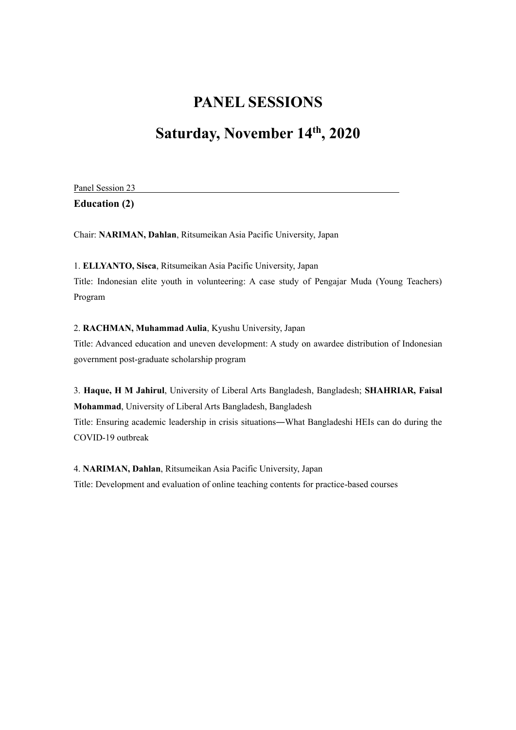# PANEL SESSIONS

# Saturday, November 14th, 2020

Panel Session 23

**Education (2)**

Chair: **NARIMAN, Dahlan**, Ritsumeikan Asia Pacific University, Japan

1. **ELLYANTO, Sisca**, Ritsumeikan Asia Pacific University, Japan
Title: Indonesian elite youth in volunteering: A case study of Pengajar Muda (Young Teachers) Program

2. **RACHMAN, Muhammad Aulia**, Kyushu University, Japan
Title: Advanced education and uneven development: A study on awardee distribution of Indonesian government post-graduate scholarship program

3. **Haque, H M Jahirul**, University of Liberal Arts Bangladesh, Bangladesh; **SHAHRIAR, Faisal Mohammad**, University of Liberal Arts Bangladesh, Bangladesh
Title: Ensuring academic leadership in crisis situations―What Bangladeshi HEIs can do during the COVID-19 outbreak

4. **NARIMAN, Dahlan**, Ritsumeikan Asia Pacific University, Japan
Title: Development and evaluation of online teaching contents for practice-based courses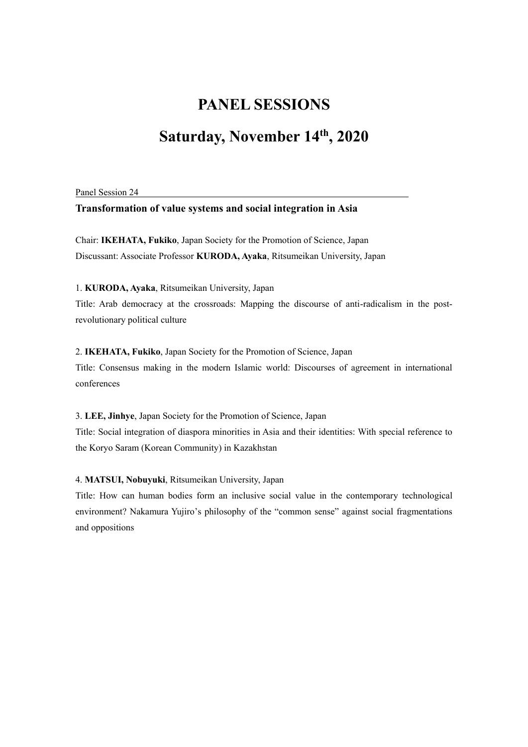# PANEL SESSIONS

# Saturday, November 14th, 2020

Panel Session 24

**Transformation of value systems and social integration in Asia**

Chair: **IKEHATA, Fukiko**, Japan Society for the Promotion of Science, Japan
Discussant: Associate Professor **KURODA, Ayaka**, Ritsumeikan University, Japan

1. **KURODA, Ayaka**, Ritsumeikan University, Japan
Title: Arab democracy at the crossroads: Mapping the discourse of anti-radicalism in the post-revolutionary political culture

2. **IKEHATA, Fukiko**, Japan Society for the Promotion of Science, Japan
Title: Consensus making in the modern Islamic world: Discourses of agreement in international conferences

3. **LEE, Jinhye**, Japan Society for the Promotion of Science, Japan
Title: Social integration of diaspora minorities in Asia and their identities: With special reference to the Koryo Saram (Korean Community) in Kazakhstan

4. **MATSUI, Nobuyuki**, Ritsumeikan University, Japan
Title: How can human bodies form an inclusive social value in the contemporary technological environment? Nakamura Yujiro's philosophy of the "common sense" against social fragmentations and oppositions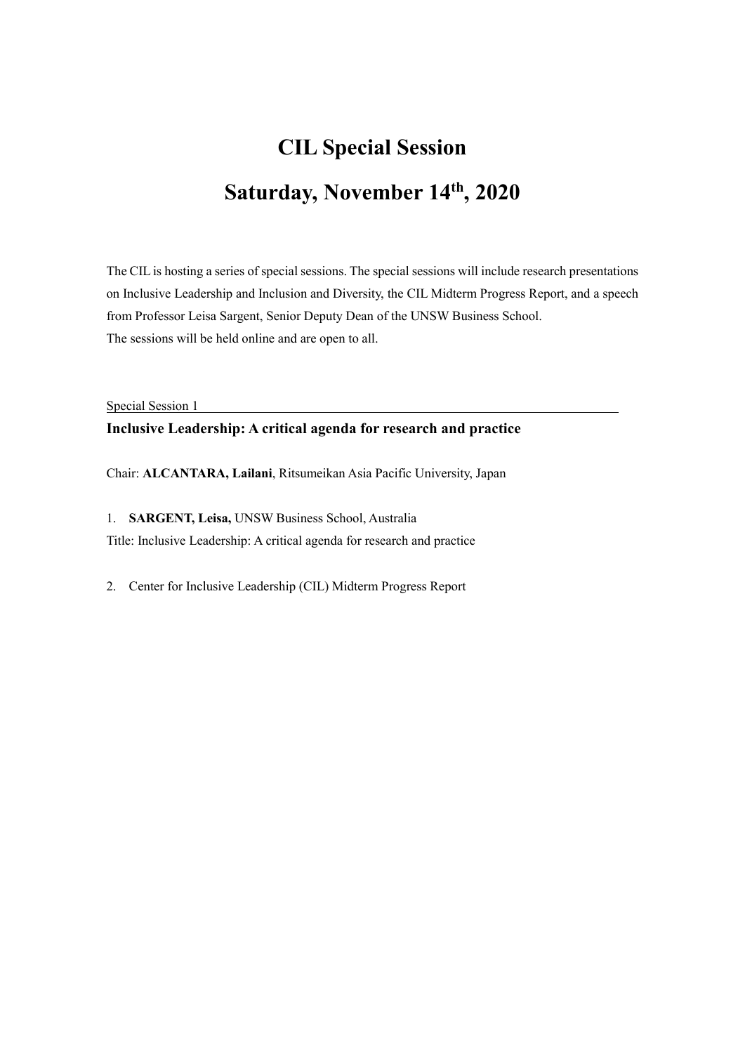# CIL Special Session

# Saturday, November 14th, 2020

The CIL is hosting a series of special sessions. The special sessions will include research presentations on Inclusive Leadership and Inclusion and Diversity, the CIL Midterm Progress Report, and a speech from Professor Leisa Sargent, Senior Deputy Dean of the UNSW Business School.
The sessions will be held online and are open to all.

Special Session 1

### Inclusive Leadership: A critical agenda for research and practice

Chair: **ALCANTARA, Lailani**, Ritsumeikan Asia Pacific University, Japan

1. **SARGENT, Leisa,** UNSW Business School, Australia
Title: Inclusive Leadership: A critical agenda for research and practice

2. Center for Inclusive Leadership (CIL) Midterm Progress Report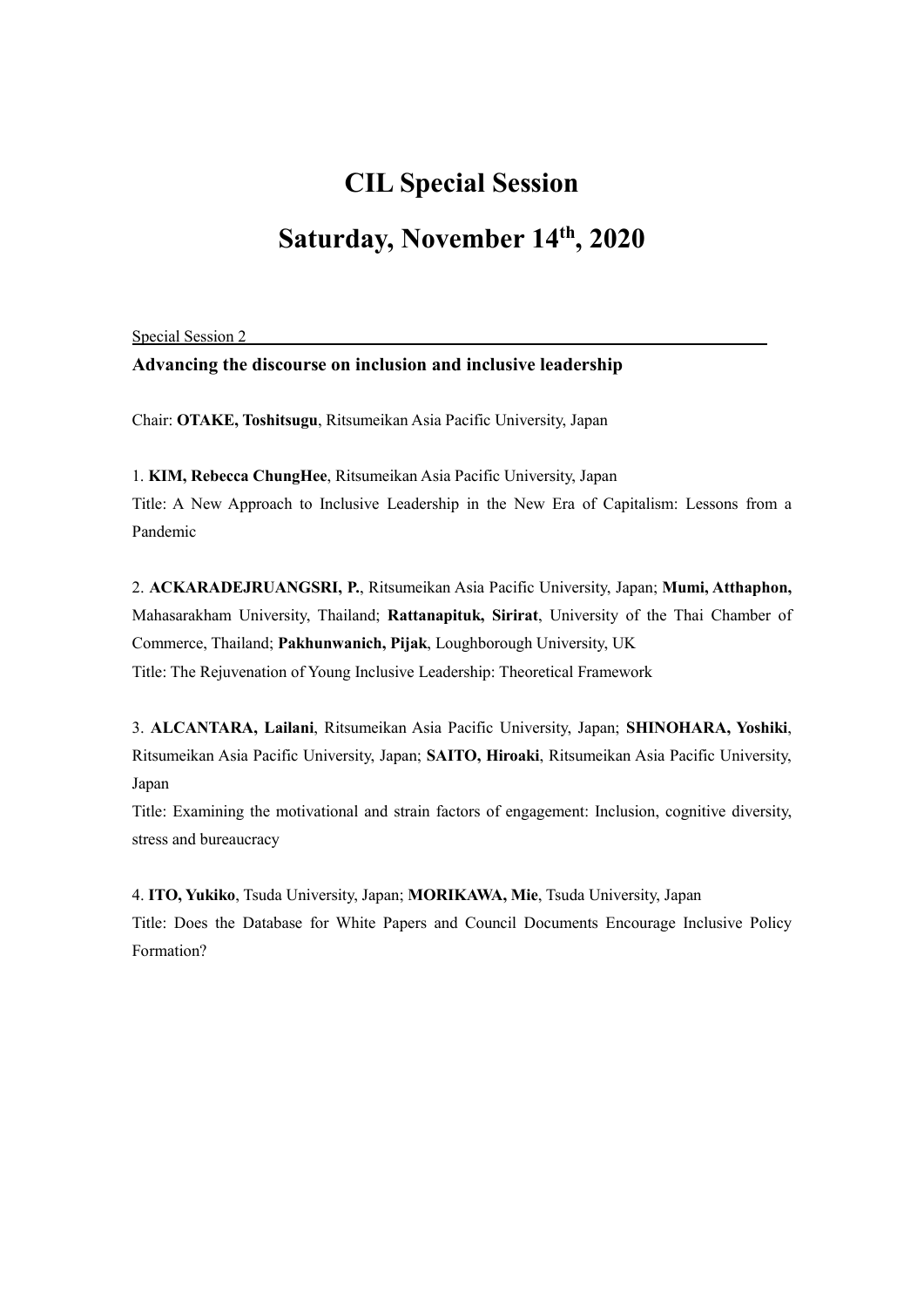# CIL Special Session

# Saturday, November 14th, 2020

Special Session 2

**Advancing the discourse on inclusion and inclusive leadership**

Chair: **OTAKE, Toshitsugu**, Ritsumeikan Asia Pacific University, Japan

1. **KIM, Rebecca ChungHee**, Ritsumeikan Asia Pacific University, Japan
Title: A New Approach to Inclusive Leadership in the New Era of Capitalism: Lessons from a Pandemic

2. **ACKARADEJRUANGSRI, P.**, Ritsumeikan Asia Pacific University, Japan; **Mumi, Atthaphon,** Mahasarakham University, Thailand; **Rattanapituk, Sirirat**, University of the Thai Chamber of Commerce, Thailand; **Pakhunwanich, Pijak**, Loughborough University, UK
Title: The Rejuvenation of Young Inclusive Leadership: Theoretical Framework

3. **ALCANTARA, Lailani**, Ritsumeikan Asia Pacific University, Japan; **SHINOHARA, Yoshiki**, Ritsumeikan Asia Pacific University, Japan; **SAITO, Hiroaki**, Ritsumeikan Asia Pacific University, Japan
Title: Examining the motivational and strain factors of engagement: Inclusion, cognitive diversity, stress and bureaucracy

4. **ITO, Yukiko**, Tsuda University, Japan; **MORIKAWA, Mie**, Tsuda University, Japan
Title: Does the Database for White Papers and Council Documents Encourage Inclusive Policy Formation?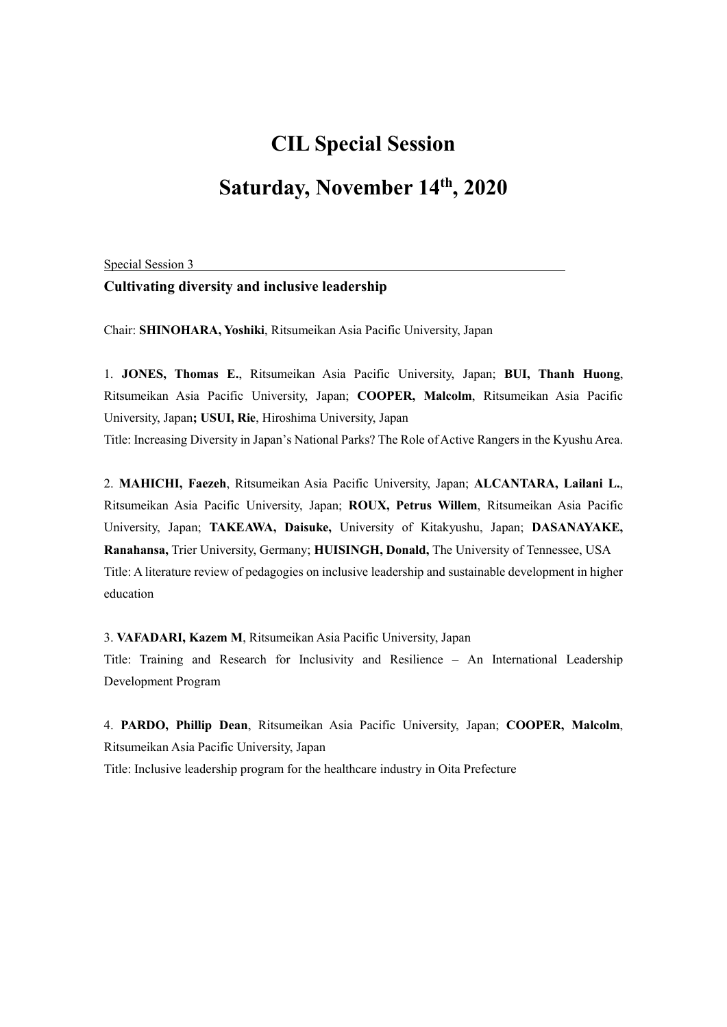# CIL Special Session

# Saturday, November 14th, 2020

Special Session 3

**Cultivating diversity and inclusive leadership**

Chair: **SHINOHARA, Yoshiki**, Ritsumeikan Asia Pacific University, Japan

1. **JONES, Thomas E.**, Ritsumeikan Asia Pacific University, Japan; **BUI, Thanh Huong**, Ritsumeikan Asia Pacific University, Japan; **COOPER, Malcolm**, Ritsumeikan Asia Pacific University, Japan**; USUI, Rie**, Hiroshima University, Japan
Title: Increasing Diversity in Japan's National Parks? The Role of Active Rangers in the Kyushu Area.

2. **MAHICHI, Faezeh**, Ritsumeikan Asia Pacific University, Japan; **ALCANTARA, Lailani L.**, Ritsumeikan Asia Pacific University, Japan; **ROUX, Petrus Willem**, Ritsumeikan Asia Pacific University, Japan; **TAKEAWA, Daisuke,** University of Kitakyushu, Japan; **DASANAYAKE, Ranahansa,** Trier University, Germany; **HUISINGH, Donald,** The University of Tennessee, USA
Title: A literature review of pedagogies on inclusive leadership and sustainable development in higher education

3. **VAFADARI, Kazem M**, Ritsumeikan Asia Pacific University, Japan
Title: Training and Research for Inclusivity and Resilience – An International Leadership Development Program

4. **PARDO, Phillip Dean**, Ritsumeikan Asia Pacific University, Japan; **COOPER, Malcolm**, Ritsumeikan Asia Pacific University, Japan
Title: Inclusive leadership program for the healthcare industry in Oita Prefecture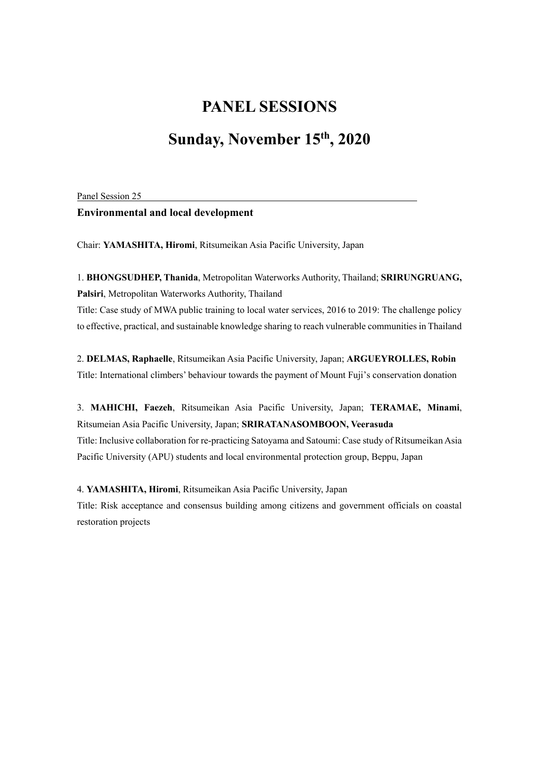# PANEL SESSIONS

# Sunday, November 15th, 2020

Panel Session 25

### Environmental and local development

Chair: **YAMASHITA, Hiromi**, Ritsumeikan Asia Pacific University, Japan

1. **BHONGSUDHEP, Thanida**, Metropolitan Waterworks Authority, Thailand; **SRIRUNGRUANG, Palsiri**, Metropolitan Waterworks Authority, Thailand
Title: Case study of MWA public training to local water services, 2016 to 2019: The challenge policy to effective, practical, and sustainable knowledge sharing to reach vulnerable communities in Thailand

2. **DELMAS, Raphaelle**, Ritsumeikan Asia Pacific University, Japan; **ARGUEYROLLES, Robin**
Title: International climbers' behaviour towards the payment of Mount Fuji's conservation donation

3. **MAHICHI, Faezeh**, Ritsumeikan Asia Pacific University, Japan; **TERAMAE, Minami**, Ritsumeian Asia Pacific University, Japan; **SRIRATANASOMBOON, Veerasuda**
Title: Inclusive collaboration for re-practicing Satoyama and Satoumi: Case study of Ritsumeikan Asia Pacific University (APU) students and local environmental protection group, Beppu, Japan

4. **YAMASHITA, Hiromi**, Ritsumeikan Asia Pacific University, Japan
Title: Risk acceptance and consensus building among citizens and government officials on coastal restoration projects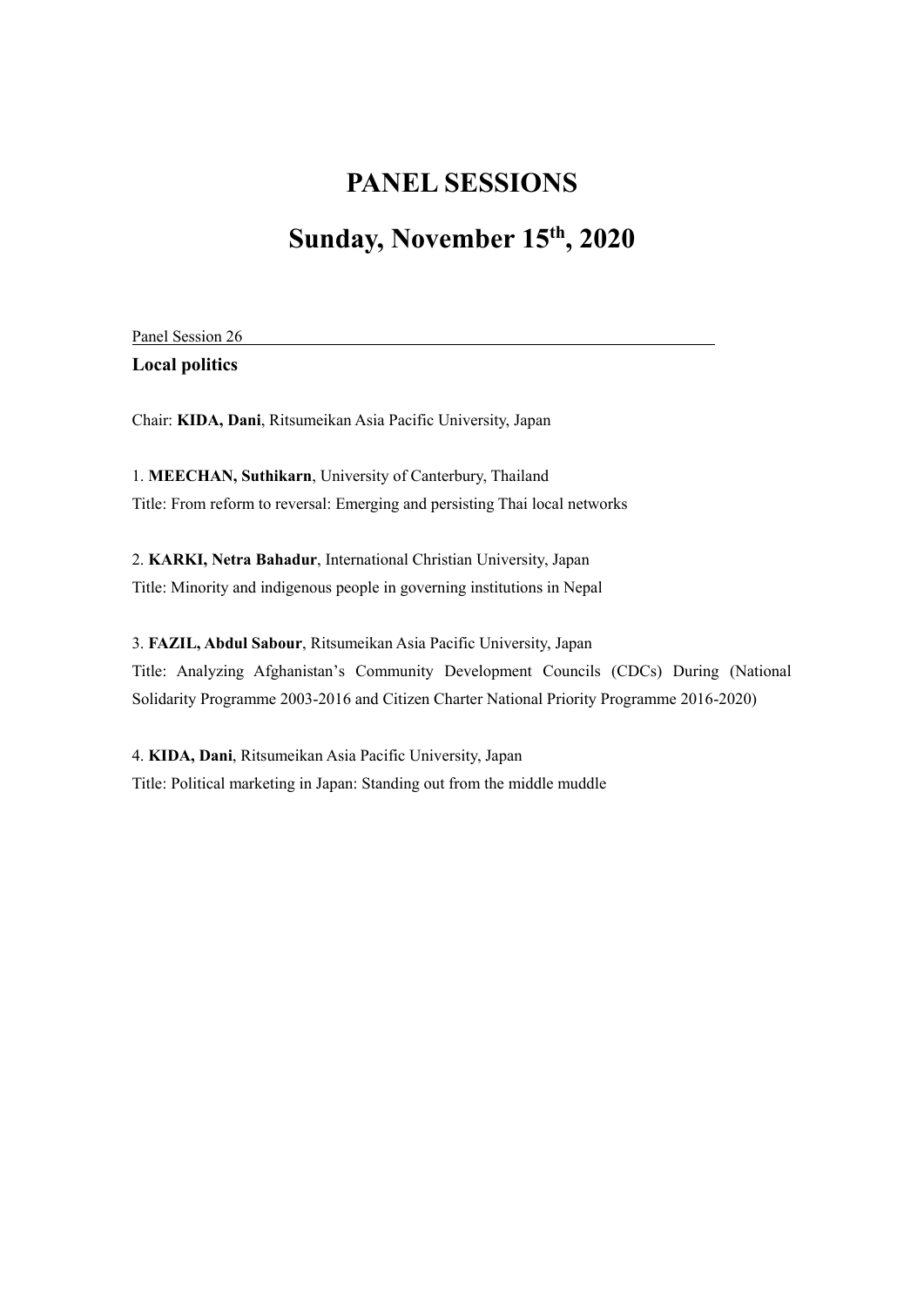# PANEL SESSIONS

# Sunday, November 15th, 2020

Panel Session 26

**Local politics**

Chair: **KIDA, Dani**, Ritsumeikan Asia Pacific University, Japan

1. **MEECHAN, Suthikarn**, University of Canterbury, Thailand
Title: From reform to reversal: Emerging and persisting Thai local networks

2. **KARKI, Netra Bahadur**, International Christian University, Japan
Title: Minority and indigenous people in governing institutions in Nepal

3. **FAZIL, Abdul Sabour**, Ritsumeikan Asia Pacific University, Japan
Title: Analyzing Afghanistan's Community Development Councils (CDCs) During (National Solidarity Programme 2003-2016 and Citizen Charter National Priority Programme 2016-2020)

4. **KIDA, Dani**, Ritsumeikan Asia Pacific University, Japan
Title: Political marketing in Japan: Standing out from the middle muddle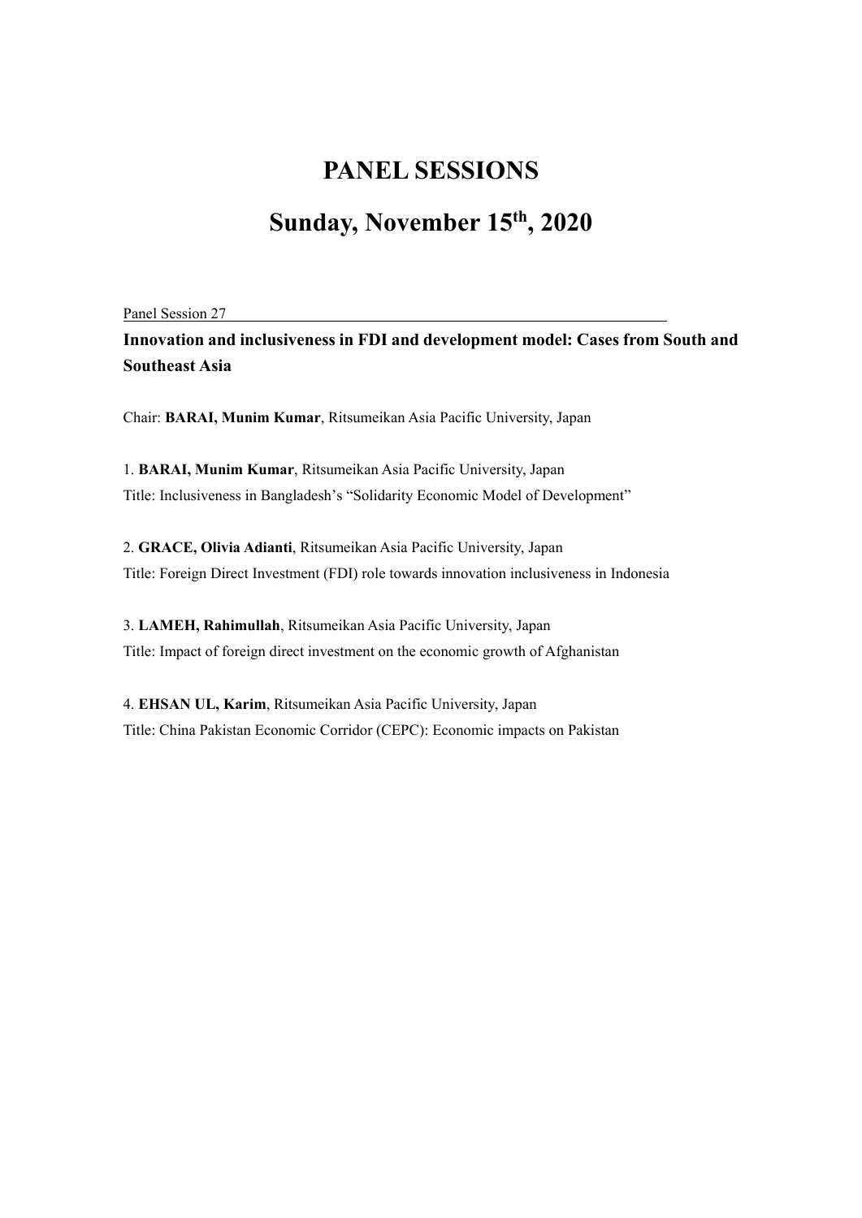# PANEL SESSIONS

# Sunday, November 15th, 2020

Panel Session 27

**Innovation and inclusiveness in FDI and development model: Cases from South and Southeast Asia**

Chair: **BARAI, Munim Kumar**, Ritsumeikan Asia Pacific University, Japan

1. **BARAI, Munim Kumar**, Ritsumeikan Asia Pacific University, Japan
Title: Inclusiveness in Bangladesh's "Solidarity Economic Model of Development"

2. **GRACE, Olivia Adianti**, Ritsumeikan Asia Pacific University, Japan
Title: Foreign Direct Investment (FDI) role towards innovation inclusiveness in Indonesia

3. **LAMEH, Rahimullah**, Ritsumeikan Asia Pacific University, Japan
Title: Impact of foreign direct investment on the economic growth of Afghanistan

4. **EHSAN UL, Karim**, Ritsumeikan Asia Pacific University, Japan
Title: China Pakistan Economic Corridor (CEPC): Economic impacts on Pakistan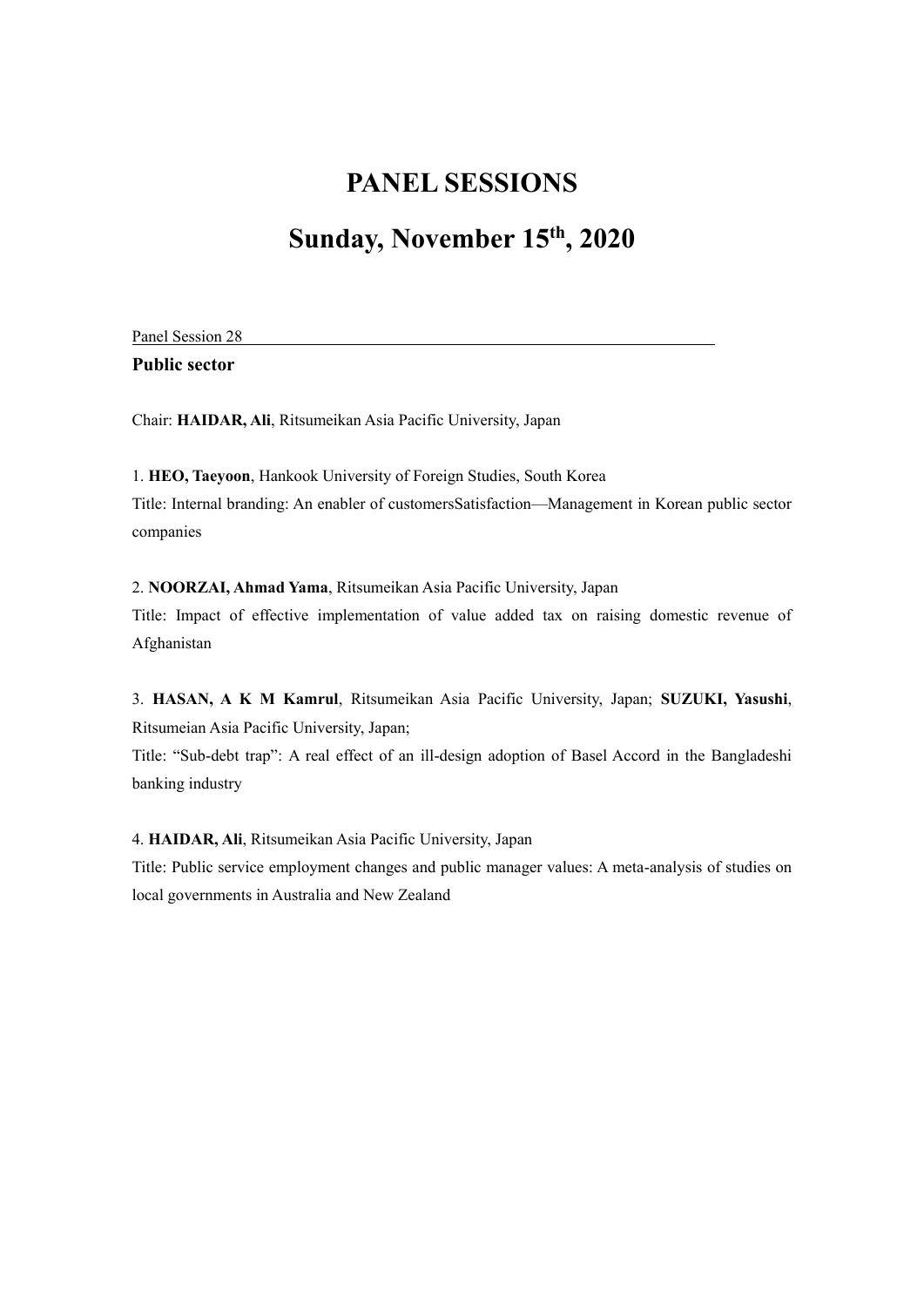# PANEL SESSIONS

# Sunday, November 15th, 2020

Panel Session 28

**Public sector**

Chair: **HAIDAR, Ali**, Ritsumeikan Asia Pacific University, Japan

1. **HEO, Taeyoon**, Hankook University of Foreign Studies, South Korea
Title: Internal branding: An enabler of customersSatisfaction—Management in Korean public sector companies

2. **NOORZAI, Ahmad Yama**, Ritsumeikan Asia Pacific University, Japan
Title: Impact of effective implementation of value added tax on raising domestic revenue of Afghanistan

3. **HASAN, A K M Kamrul**, Ritsumeikan Asia Pacific University, Japan; **SUZUKI, Yasushi**, Ritsumeian Asia Pacific University, Japan;
Title: "Sub-debt trap": A real effect of an ill-design adoption of Basel Accord in the Bangladeshi banking industry

4. **HAIDAR, Ali**, Ritsumeikan Asia Pacific University, Japan
Title: Public service employment changes and public manager values: A meta-analysis of studies on local governments in Australia and New Zealand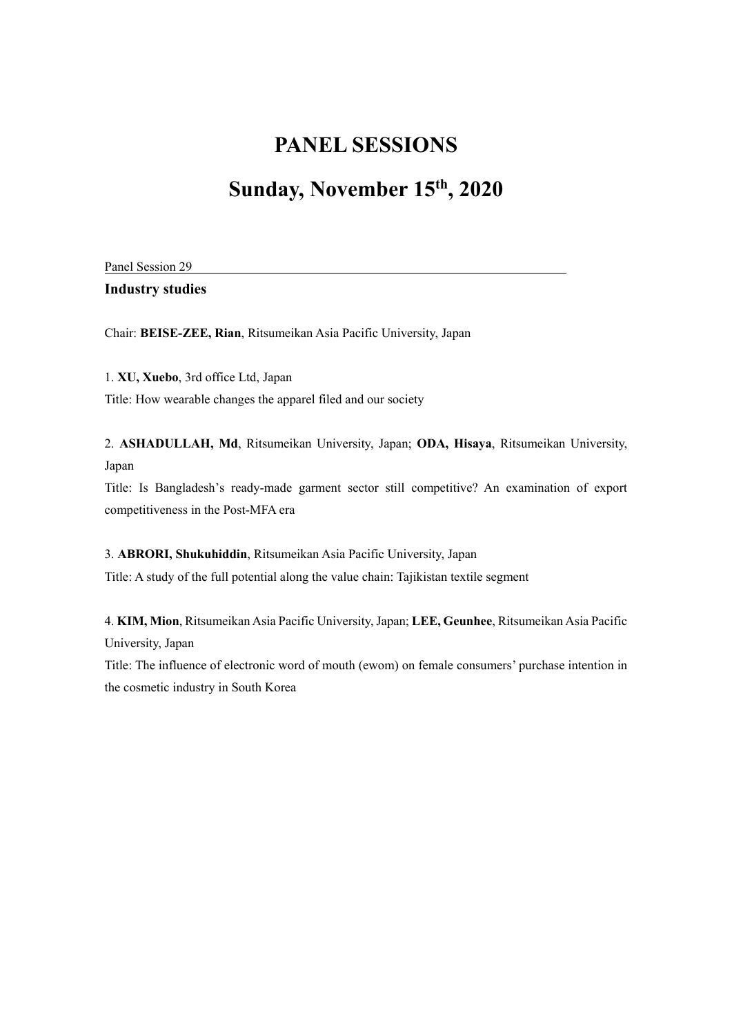# PANEL SESSIONS

# Sunday, November 15th, 2020

Panel Session 29

**Industry studies**

Chair: **BEISE-ZEE, Rian**, Ritsumeikan Asia Pacific University, Japan

1. **XU, Xuebo**, 3rd office Ltd, Japan

Title: How wearable changes the apparel filed and our society

2. **ASHADULLAH, Md**, Ritsumeikan University, Japan; **ODA, Hisaya**, Ritsumeikan University, Japan

Title: Is Bangladesh's ready-made garment sector still competitive? An examination of export competitiveness in the Post-MFA era

3. **ABRORI, Shukuhiddin**, Ritsumeikan Asia Pacific University, Japan

Title: A study of the full potential along the value chain: Tajikistan textile segment

4. **KIM, Mion**, Ritsumeikan Asia Pacific University, Japan; **LEE, Geunhee**, Ritsumeikan Asia Pacific University, Japan

Title: The influence of electronic word of mouth (ewom) on female consumers' purchase intention in the cosmetic industry in South Korea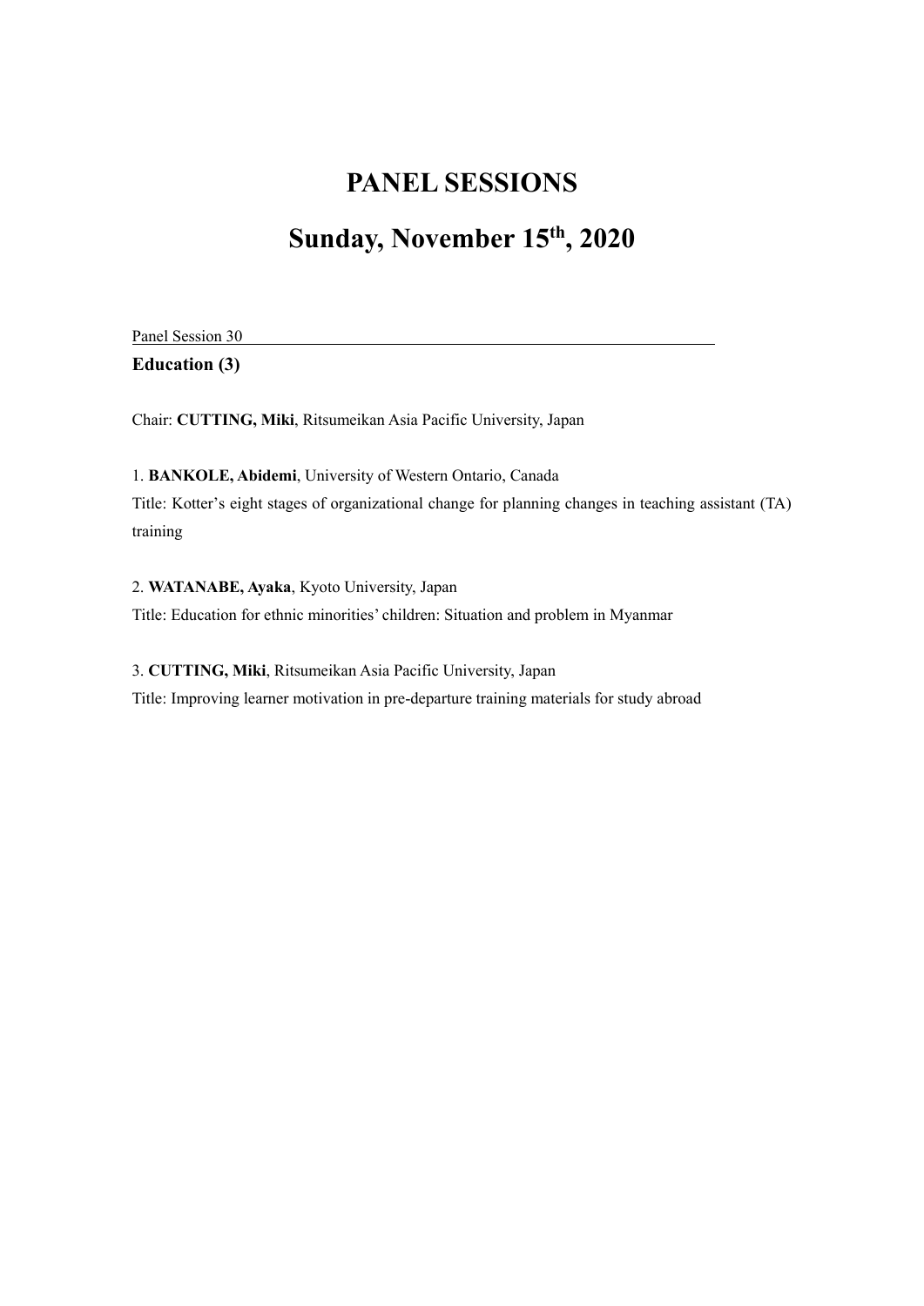# PANEL SESSIONS

# Sunday, November 15th, 2020

Panel Session 30

**Education (3)**

Chair: **CUTTING, Miki**, Ritsumeikan Asia Pacific University, Japan

1. **BANKOLE, Abidemi**, University of Western Ontario, Canada
Title: Kotter's eight stages of organizational change for planning changes in teaching assistant (TA) training

2. **WATANABE, Ayaka**, Kyoto University, Japan
Title: Education for ethnic minorities' children: Situation and problem in Myanmar

3. **CUTTING, Miki**, Ritsumeikan Asia Pacific University, Japan
Title: Improving learner motivation in pre-departure training materials for study abroad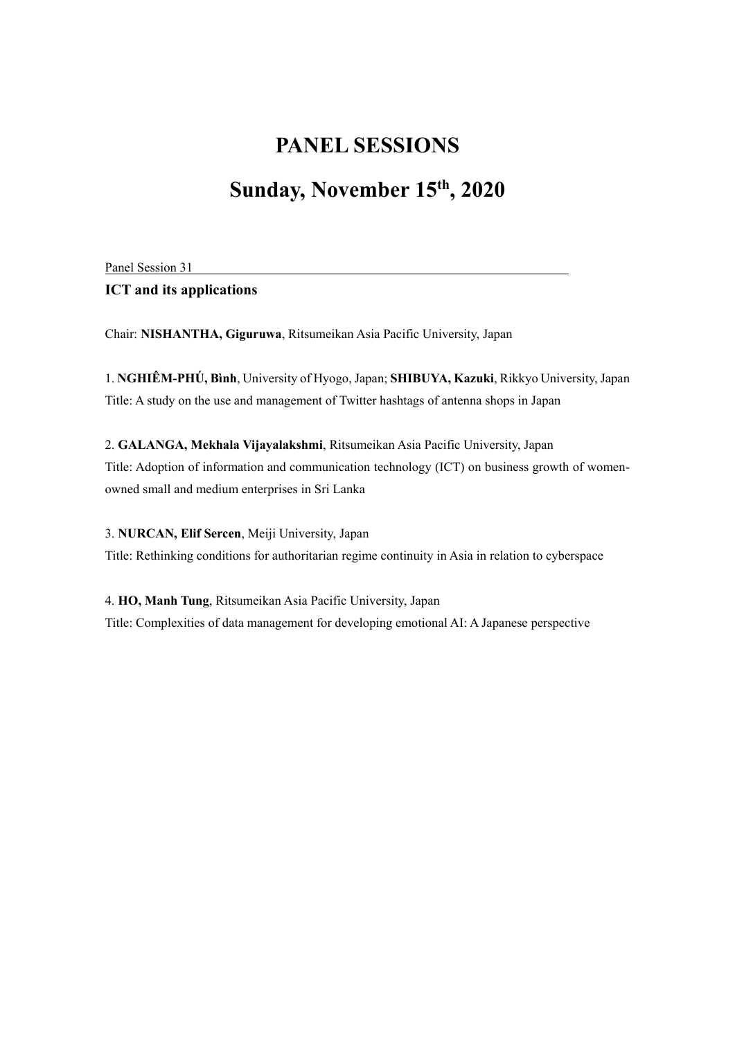# PANEL SESSIONS

# Sunday, November 15th, 2020

Panel Session 31

**ICT and its applications**

Chair: **NISHANTHA, Giguruwa**, Ritsumeikan Asia Pacific University, Japan

1. **NGHIÊM-PHÚ, Bình**, University of Hyogo, Japan; **SHIBUYA, Kazuki**, Rikkyo University, Japan
Title: A study on the use and management of Twitter hashtags of antenna shops in Japan

2. **GALANGA, Mekhala Vijayalakshmi**, Ritsumeikan Asia Pacific University, Japan
Title: Adoption of information and communication technology (ICT) on business growth of women-owned small and medium enterprises in Sri Lanka

3. **NURCAN, Elif Sercen**, Meiji University, Japan
Title: Rethinking conditions for authoritarian regime continuity in Asia in relation to cyberspace

4. **HO, Manh Tung**, Ritsumeikan Asia Pacific University, Japan
Title: Complexities of data management for developing emotional AI: A Japanese perspective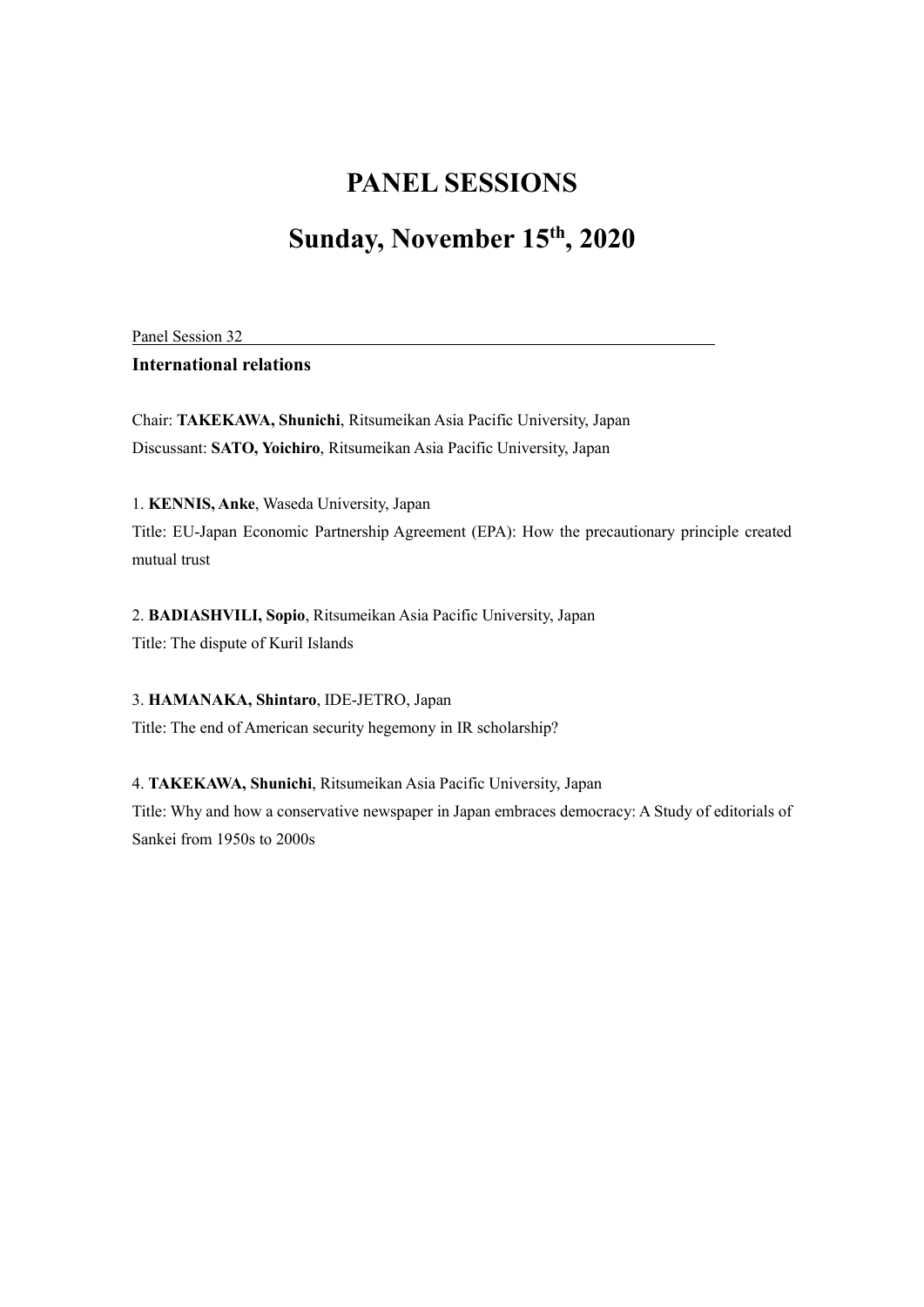# PANEL SESSIONS

# Sunday, November 15th, 2020

Panel Session 32

**International relations**

Chair: **TAKEKAWA, Shunichi**, Ritsumeikan Asia Pacific University, Japan
Discussant: **SATO, Yoichiro**, Ritsumeikan Asia Pacific University, Japan

1. **KENNIS, Anke**, Waseda University, Japan
Title: EU-Japan Economic Partnership Agreement (EPA): How the precautionary principle created mutual trust

2. **BADIASHVILI, Sopio**, Ritsumeikan Asia Pacific University, Japan
Title: The dispute of Kuril Islands

3. **HAMANAKA, Shintaro**, IDE-JETRO, Japan
Title: The end of American security hegemony in IR scholarship?

4. **TAKEKAWA, Shunichi**, Ritsumeikan Asia Pacific University, Japan
Title: Why and how a conservative newspaper in Japan embraces democracy: A Study of editorials of Sankei from 1950s to 2000s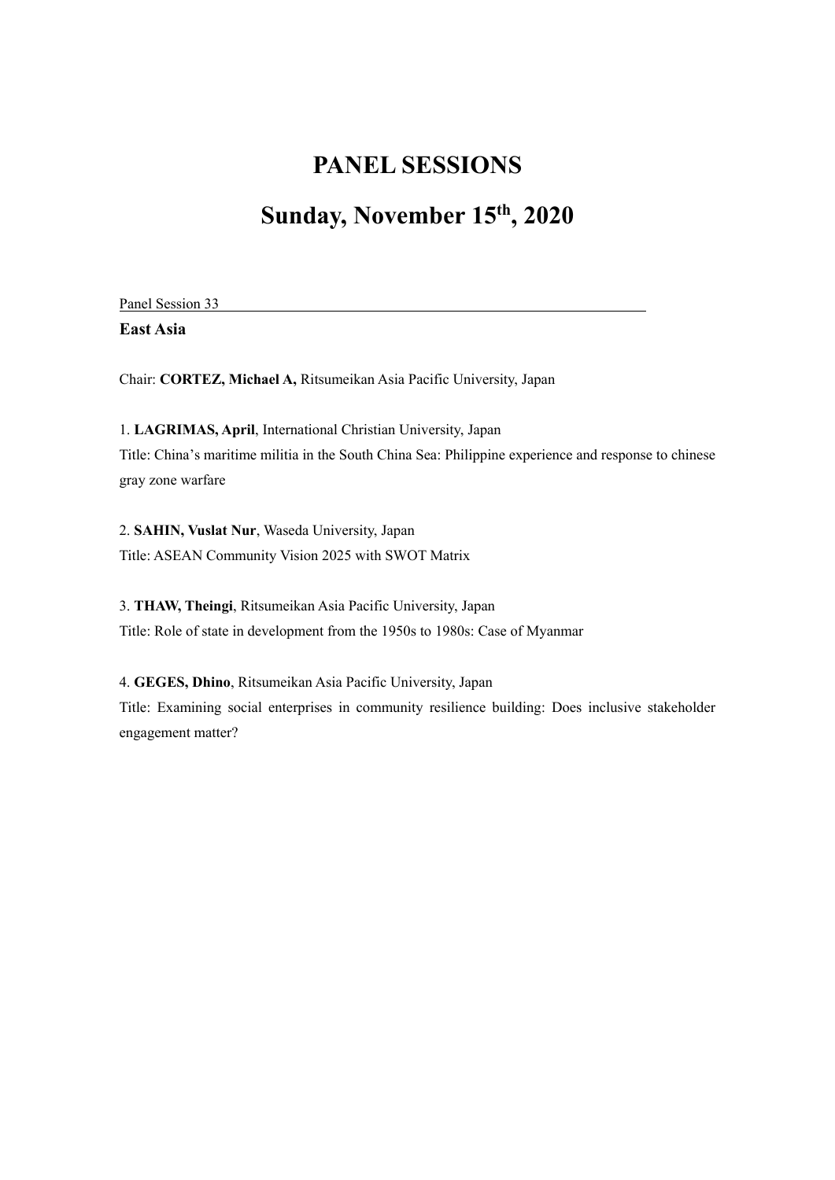# PANEL SESSIONS

# Sunday, November 15th, 2020

Panel Session 33

**East Asia**

Chair: **CORTEZ, Michael A,** Ritsumeikan Asia Pacific University, Japan

1. **LAGRIMAS, April**, International Christian University, Japan
Title: China's maritime militia in the South China Sea: Philippine experience and response to chinese gray zone warfare

2. **SAHIN, Vuslat Nur**, Waseda University, Japan
Title: ASEAN Community Vision 2025 with SWOT Matrix

3. **THAW, Theingi**, Ritsumeikan Asia Pacific University, Japan
Title: Role of state in development from the 1950s to 1980s: Case of Myanmar

4. **GEGES, Dhino**, Ritsumeikan Asia Pacific University, Japan
Title: Examining social enterprises in community resilience building: Does inclusive stakeholder engagement matter?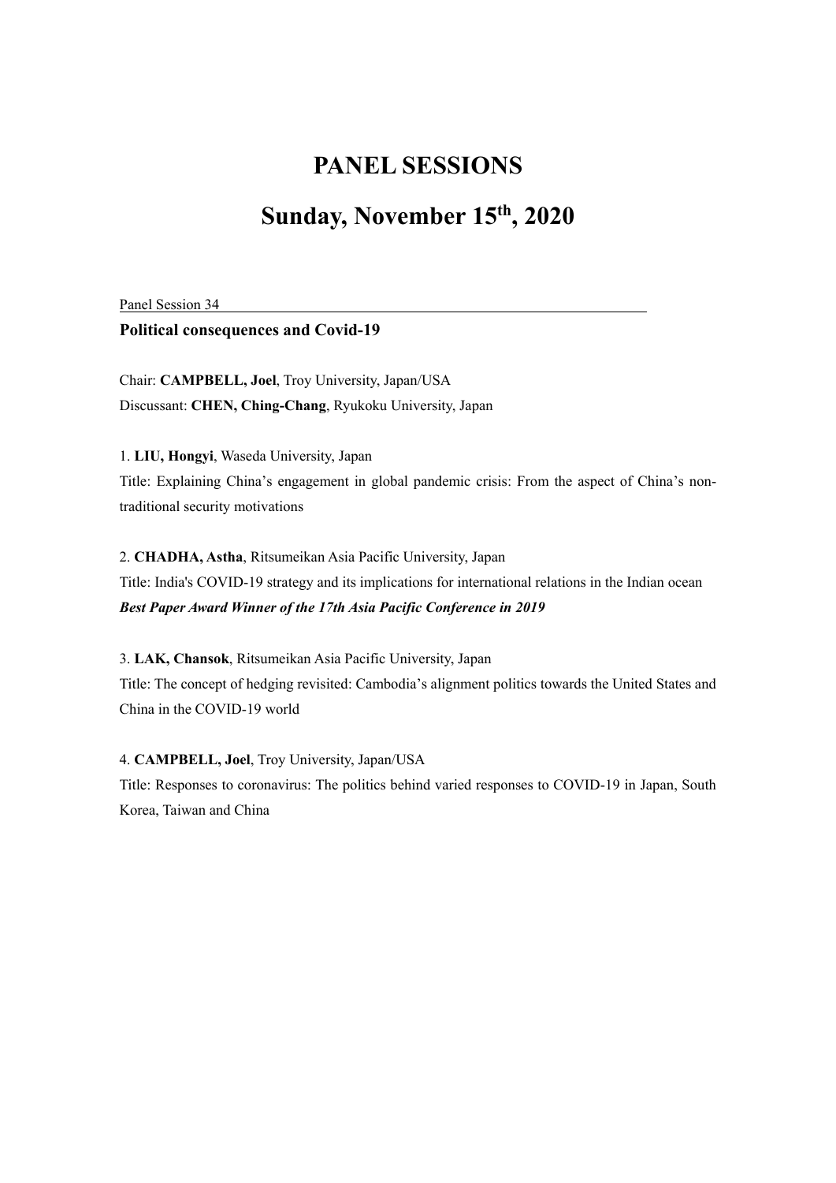# PANEL SESSIONS

# Sunday, November 15th, 2020

Panel Session 34

**Political consequences and Covid-19**

Chair: **CAMPBELL, Joel**, Troy University, Japan/USA
Discussant: **CHEN, Ching-Chang**, Ryukoku University, Japan

1. **LIU, Hongyi**, Waseda University, Japan
Title: Explaining China's engagement in global pandemic crisis: From the aspect of China's non-traditional security motivations

2. **CHADHA, Astha**, Ritsumeikan Asia Pacific University, Japan
Title: India's COVID-19 strategy and its implications for international relations in the Indian ocean
***Best Paper Award Winner of the 17th Asia Pacific Conference in 2019***

3. **LAK, Chansok**, Ritsumeikan Asia Pacific University, Japan
Title: The concept of hedging revisited: Cambodia's alignment politics towards the United States and China in the COVID-19 world

4. **CAMPBELL, Joel**, Troy University, Japan/USA
Title: Responses to coronavirus: The politics behind varied responses to COVID-19 in Japan, South Korea, Taiwan and China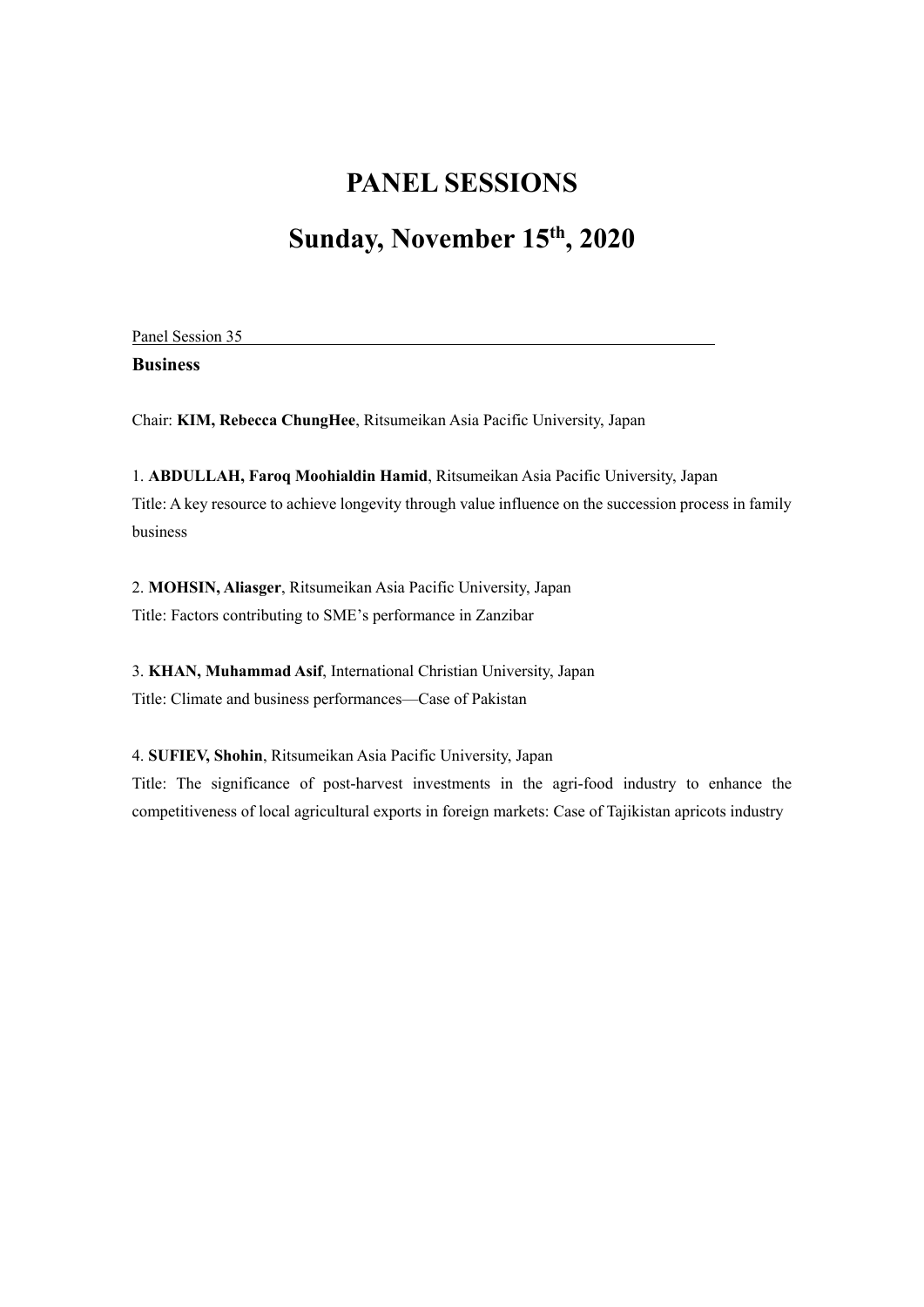# PANEL SESSIONS

# Sunday, November 15th, 2020

Panel Session 35

**Business**

Chair: **KIM, Rebecca ChungHee**, Ritsumeikan Asia Pacific University, Japan

1. **ABDULLAH, Faroq Moohialdin Hamid**, Ritsumeikan Asia Pacific University, Japan
Title: A key resource to achieve longevity through value influence on the succession process in family business

2. **MOHSIN, Aliasger**, Ritsumeikan Asia Pacific University, Japan
Title: Factors contributing to SME's performance in Zanzibar

3. **KHAN, Muhammad Asif**, International Christian University, Japan
Title: Climate and business performances—Case of Pakistan

4. **SUFIEV, Shohin**, Ritsumeikan Asia Pacific University, Japan
Title: The significance of post-harvest investments in the agri-food industry to enhance the competitiveness of local agricultural exports in foreign markets: Case of Tajikistan apricots industry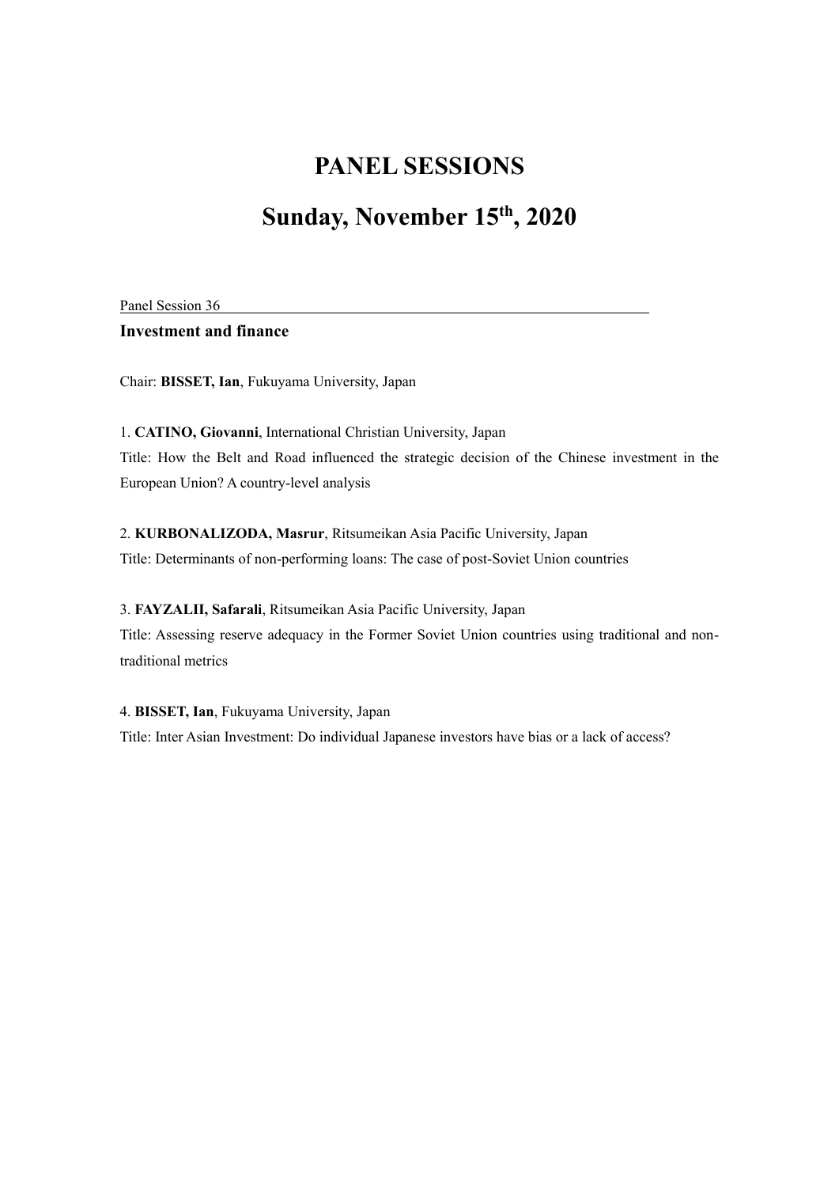# PANEL SESSIONS

# Sunday, November 15th, 2020

Panel Session 36

**Investment and finance**

Chair: **BISSET, Ian**, Fukuyama University, Japan

1. **CATINO, Giovanni**, International Christian University, Japan
Title: How the Belt and Road influenced the strategic decision of the Chinese investment in the European Union? A country-level analysis

2. **KURBONALIZODA, Masrur**, Ritsumeikan Asia Pacific University, Japan
Title: Determinants of non-performing loans: The case of post-Soviet Union countries

3. **FAYZALII, Safarali**, Ritsumeikan Asia Pacific University, Japan
Title: Assessing reserve adequacy in the Former Soviet Union countries using traditional and non-traditional metrics

4. **BISSET, Ian**, Fukuyama University, Japan
Title: Inter Asian Investment: Do individual Japanese investors have bias or a lack of access?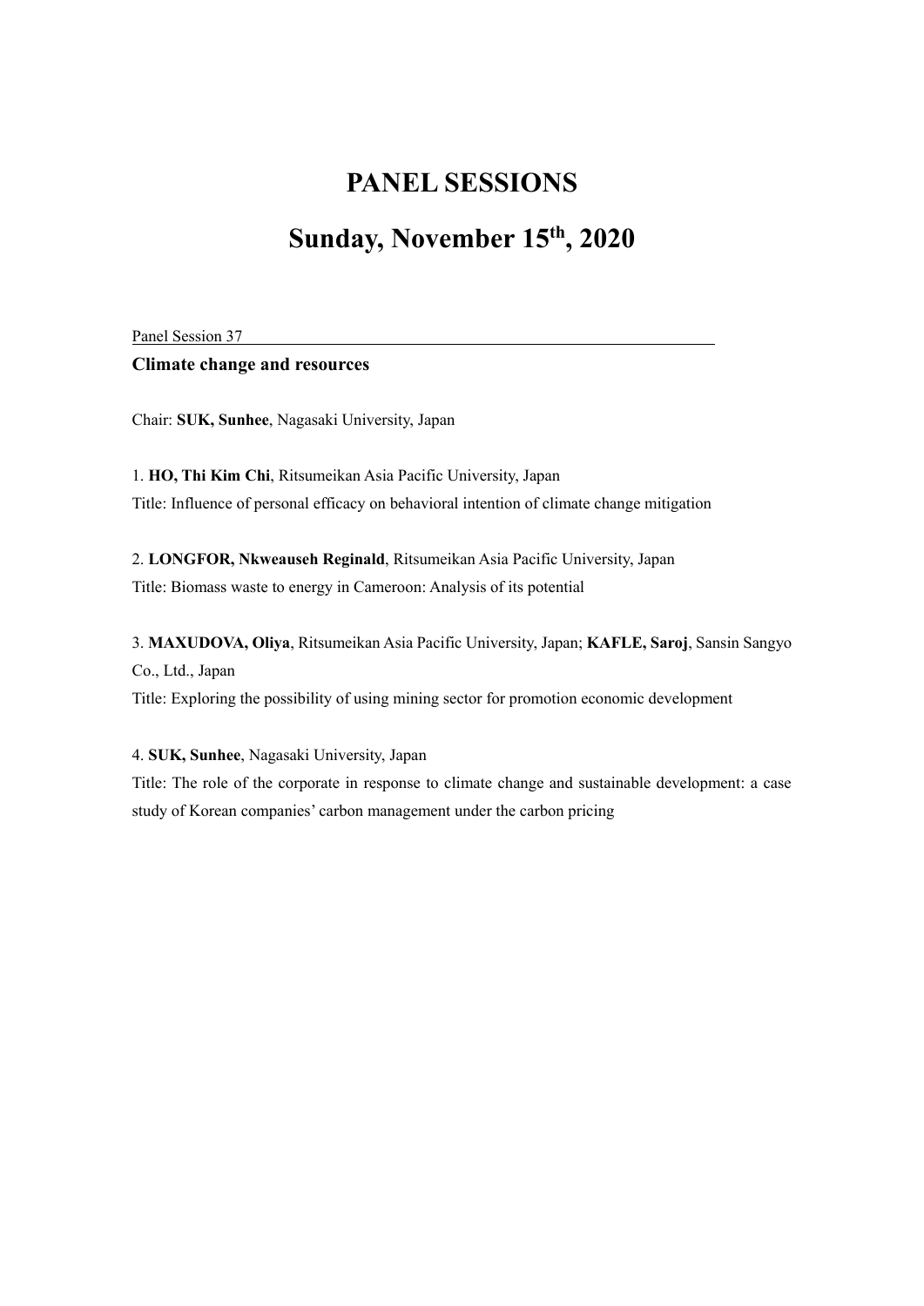# PANEL SESSIONS

# Sunday, November 15th, 2020

Panel Session 37

**Climate change and resources**

Chair: **SUK, Sunhee**, Nagasaki University, Japan

1. **HO, Thi Kim Chi**, Ritsumeikan Asia Pacific University, Japan
Title: Influence of personal efficacy on behavioral intention of climate change mitigation

2. **LONGFOR, Nkweauseh Reginald**, Ritsumeikan Asia Pacific University, Japan
Title: Biomass waste to energy in Cameroon: Analysis of its potential

3. **MAXUDOVA, Oliya**, Ritsumeikan Asia Pacific University, Japan; **KAFLE, Saroj**, Sansin Sangyo Co., Ltd., Japan
Title: Exploring the possibility of using mining sector for promotion economic development

4. **SUK, Sunhee**, Nagasaki University, Japan
Title: The role of the corporate in response to climate change and sustainable development: a case study of Korean companies' carbon management under the carbon pricing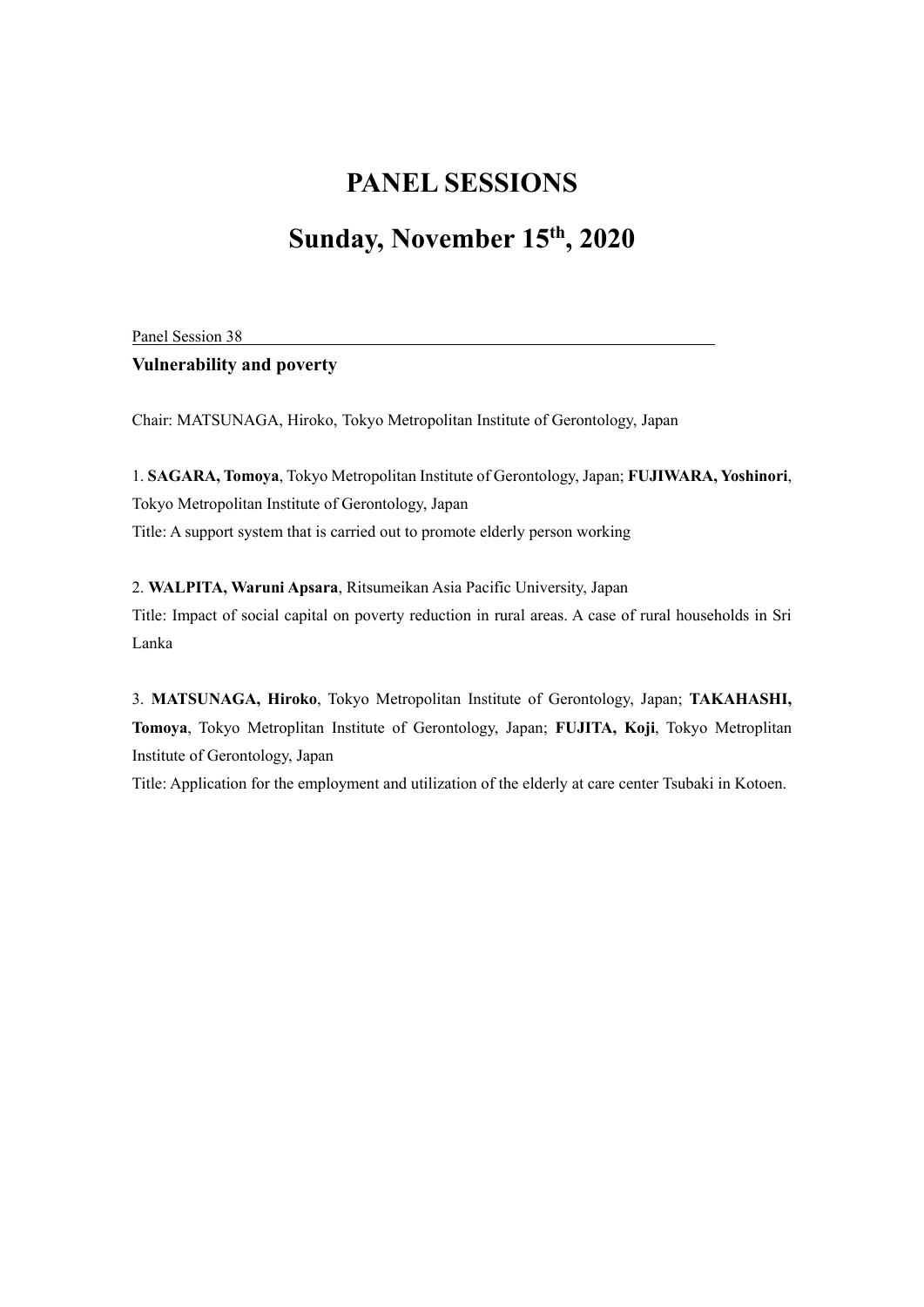# PANEL SESSIONS

# Sunday, November 15th, 2020

Panel Session 38

**Vulnerability and poverty**

Chair: MATSUNAGA, Hiroko, Tokyo Metropolitan Institute of Gerontology, Japan

1. **SAGARA, Tomoya**, Tokyo Metropolitan Institute of Gerontology, Japan; **FUJIWARA, Yoshinori**, Tokyo Metropolitan Institute of Gerontology, Japan
Title: A support system that is carried out to promote elderly person working

2. **WALPITA, Waruni Apsara**, Ritsumeikan Asia Pacific University, Japan
Title: Impact of social capital on poverty reduction in rural areas. A case of rural households in Sri Lanka

3. **MATSUNAGA, Hiroko**, Tokyo Metropolitan Institute of Gerontology, Japan; **TAKAHASHI, Tomoya**, Tokyo Metroplitan Institute of Gerontology, Japan; **FUJITA, Koji**, Tokyo Metroplitan Institute of Gerontology, Japan
Title: Application for the employment and utilization of the elderly at care center Tsubaki in Kotoen.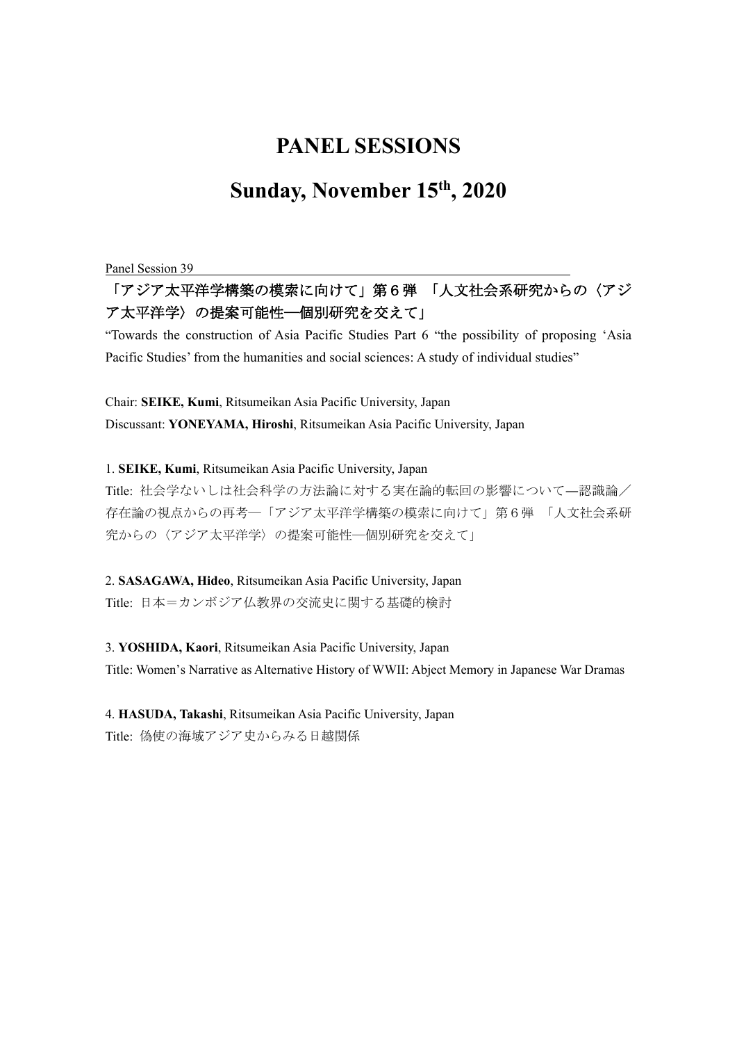# PANEL SESSIONS

# Sunday, November 15th, 2020

Panel Session 39

**「アジア太平洋学構築の模索に向けて」第６弾　「人文社会系研究からの〈アジア太平洋学〉の提案可能性―個別研究を交えて」**

"Towards the construction of Asia Pacific Studies Part 6 "the possibility of proposing 'Asia Pacific Studies' from the humanities and social sciences: A study of individual studies"

Chair: **SEIKE, Kumi**, Ritsumeikan Asia Pacific University, Japan

Discussant: **YONEYAMA, Hiroshi**, Ritsumeikan Asia Pacific University, Japan

1. **SEIKE, Kumi**, Ritsumeikan Asia Pacific University, Japan

Title: 社会学ないしは社会科学の方法論に対する実在論的転回の影響について―認識論／存在論の視点からの再考―「アジア太平洋学構築の模索に向けて」第６弾　「人文社会系研究からの〈アジア太平洋学〉の提案可能性―個別研究を交えて」

2. **SASAGAWA, Hideo**, Ritsumeikan Asia Pacific University, Japan

Title: 日本＝カンボジア仏教界の交流史に関する基礎的検討

3. **YOSHIDA, Kaori**, Ritsumeikan Asia Pacific University, Japan

Title: Women's Narrative as Alternative History of WWII: Abject Memory in Japanese War Dramas

4. **HASUDA, Takashi**, Ritsumeikan Asia Pacific University, Japan

Title: 偽使の海域アジア史からみる日越関係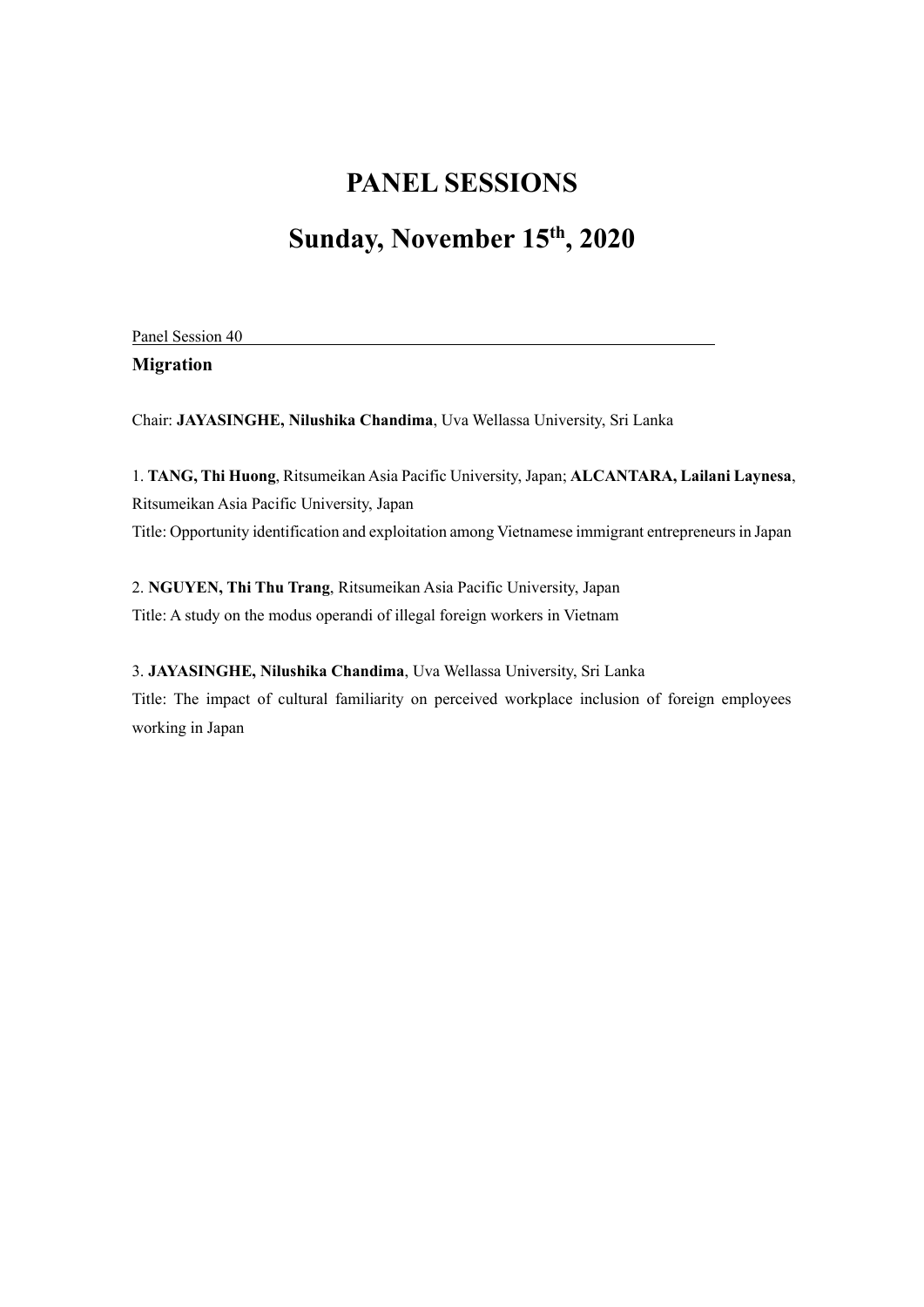# PANEL SESSIONS

# Sunday, November 15th, 2020

Panel Session 40

**Migration**

Chair: **JAYASINGHE, Nilushika Chandima**, Uva Wellassa University, Sri Lanka

1. **TANG, Thi Huong**, Ritsumeikan Asia Pacific University, Japan; **ALCANTARA, Lailani Laynesa**, Ritsumeikan Asia Pacific University, Japan
Title: Opportunity identification and exploitation among Vietnamese immigrant entrepreneurs in Japan

2. **NGUYEN, Thi Thu Trang**, Ritsumeikan Asia Pacific University, Japan
Title: A study on the modus operandi of illegal foreign workers in Vietnam

3. **JAYASINGHE, Nilushika Chandima**, Uva Wellassa University, Sri Lanka
Title: The impact of cultural familiarity on perceived workplace inclusion of foreign employees working in Japan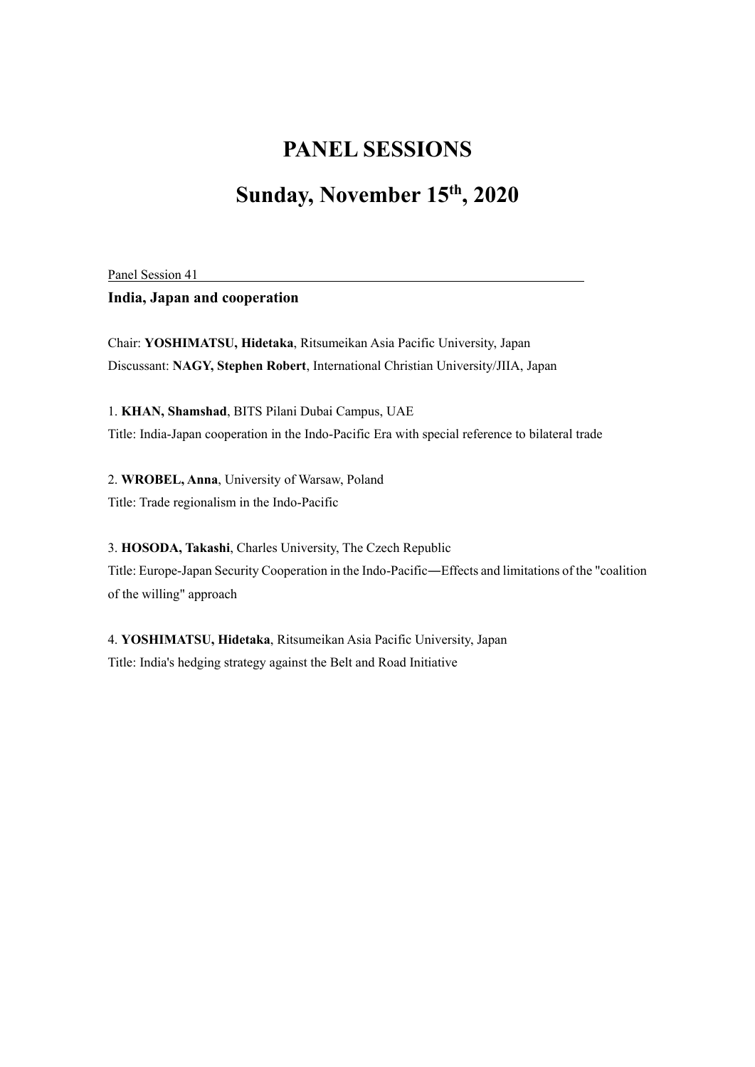# PANEL SESSIONS

# Sunday, November 15th, 2020

Panel Session 41

**India, Japan and cooperation**

Chair: **YOSHIMATSU, Hidetaka**, Ritsumeikan Asia Pacific University, Japan
Discussant: **NAGY, Stephen Robert**, International Christian University/JIIA, Japan

1. **KHAN, Shamshad**, BITS Pilani Dubai Campus, UAE
Title: India-Japan cooperation in the Indo-Pacific Era with special reference to bilateral trade

2. **WROBEL, Anna**, University of Warsaw, Poland
Title: Trade regionalism in the Indo-Pacific

3. **HOSODA, Takashi**, Charles University, The Czech Republic
Title: Europe-Japan Security Cooperation in the Indo-Pacific―Effects and limitations of the "coalition of the willing" approach

4. **YOSHIMATSU, Hidetaka**, Ritsumeikan Asia Pacific University, Japan
Title: India's hedging strategy against the Belt and Road Initiative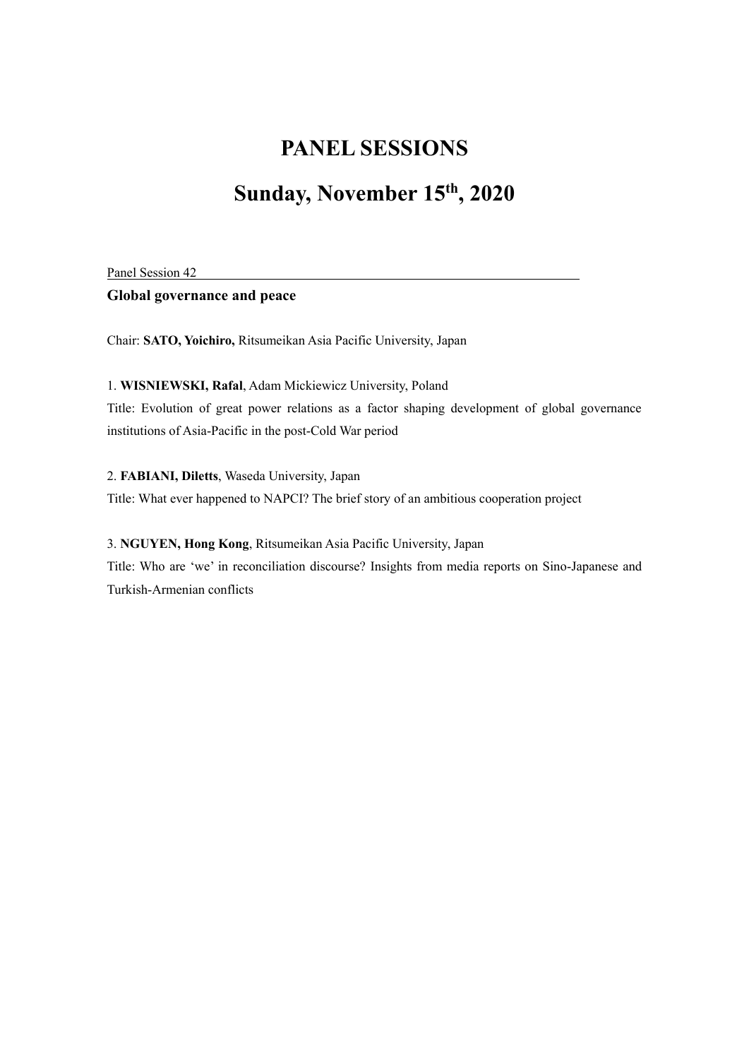# PANEL SESSIONS

# Sunday, November 15th, 2020

Panel Session 42

**Global governance and peace**

Chair: **SATO, Yoichiro,** Ritsumeikan Asia Pacific University, Japan

1. **WISNIEWSKI, Rafal**, Adam Mickiewicz University, Poland
Title: Evolution of great power relations as a factor shaping development of global governance institutions of Asia-Pacific in the post-Cold War period

2. **FABIANI, Diletts**, Waseda University, Japan
Title: What ever happened to NAPCI? The brief story of an ambitious cooperation project

3. **NGUYEN, Hong Kong**, Ritsumeikan Asia Pacific University, Japan
Title: Who are 'we' in reconciliation discourse? Insights from media reports on Sino-Japanese and Turkish-Armenian conflicts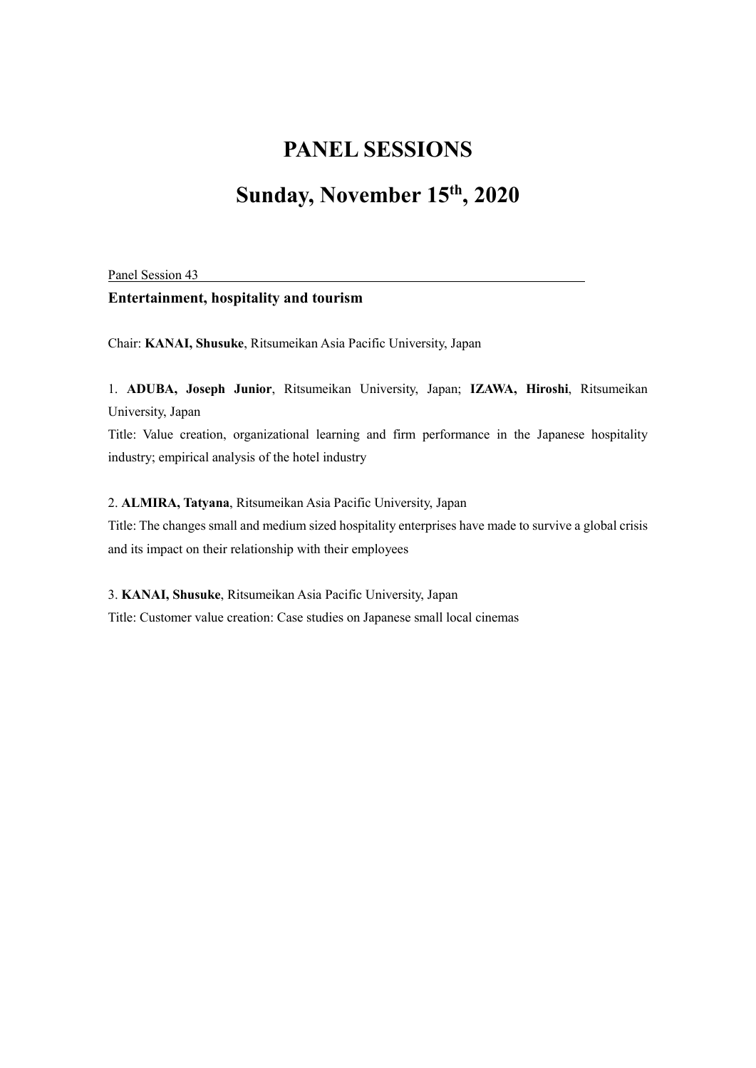# PANEL SESSIONS

# Sunday, November 15th, 2020

Panel Session 43

**Entertainment, hospitality and tourism**

Chair: **KANAI, Shusuke**, Ritsumeikan Asia Pacific University, Japan

1. **ADUBA, Joseph Junior**, Ritsumeikan University, Japan; **IZAWA, Hiroshi**, Ritsumeikan University, Japan

Title: Value creation, organizational learning and firm performance in the Japanese hospitality industry; empirical analysis of the hotel industry

2. **ALMIRA, Tatyana**, Ritsumeikan Asia Pacific University, Japan

Title: The changes small and medium sized hospitality enterprises have made to survive a global crisis and its impact on their relationship with their employees

3. **KANAI, Shusuke**, Ritsumeikan Asia Pacific University, Japan

Title: Customer value creation: Case studies on Japanese small local cinemas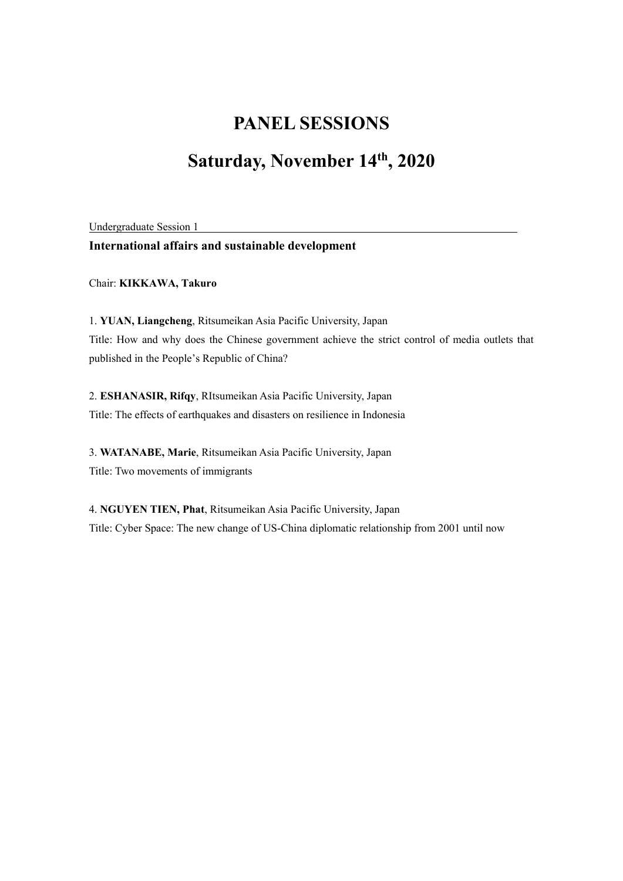# PANEL SESSIONS

# Saturday, November 14th, 2020

Undergraduate Session 1

**International affairs and sustainable development**

Chair: **KIKKAWA, Takuro**

1. **YUAN, Liangcheng**, Ritsumeikan Asia Pacific University, Japan
Title: How and why does the Chinese government achieve the strict control of media outlets that published in the People's Republic of China?

2. **ESHANASIR, Rifqy**, RItsumeikan Asia Pacific University, Japan
Title: The effects of earthquakes and disasters on resilience in Indonesia

3. **WATANABE, Marie**, Ritsumeikan Asia Pacific University, Japan
Title: Two movements of immigrants

4. **NGUYEN TIEN, Phat**, Ritsumeikan Asia Pacific University, Japan
Title: Cyber Space: The new change of US-China diplomatic relationship from 2001 until now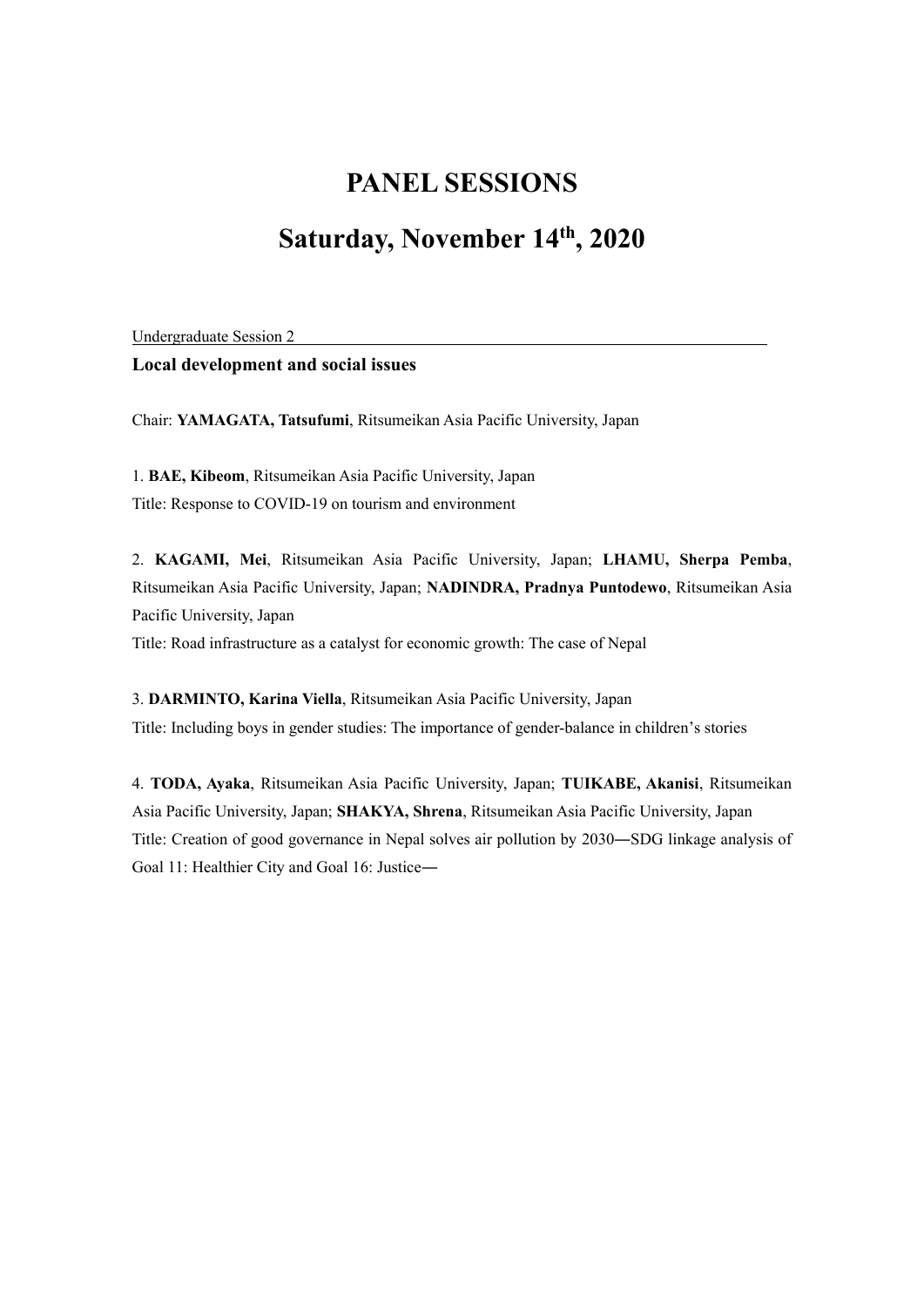# PANEL SESSIONS

# Saturday, November 14th, 2020

Undergraduate Session 2

**Local development and social issues**

Chair: **YAMAGATA, Tatsufumi**, Ritsumeikan Asia Pacific University, Japan

1. **BAE, Kibeom**, Ritsumeikan Asia Pacific University, Japan
Title: Response to COVID-19 on tourism and environment

2. **KAGAMI, Mei**, Ritsumeikan Asia Pacific University, Japan; **LHAMU, Sherpa Pemba**, Ritsumeikan Asia Pacific University, Japan; **NADINDRA, Pradnya Puntodewo**, Ritsumeikan Asia Pacific University, Japan
Title: Road infrastructure as a catalyst for economic growth: The case of Nepal

3. **DARMINTO, Karina Viella**, Ritsumeikan Asia Pacific University, Japan
Title: Including boys in gender studies: The importance of gender-balance in children's stories

4. **TODA, Ayaka**, Ritsumeikan Asia Pacific University, Japan; **TUIKABE, Akanisi**, Ritsumeikan Asia Pacific University, Japan; **SHAKYA, Shrena**, Ritsumeikan Asia Pacific University, Japan
Title: Creation of good governance in Nepal solves air pollution by 2030―SDG linkage analysis of Goal 11: Healthier City and Goal 16: Justice―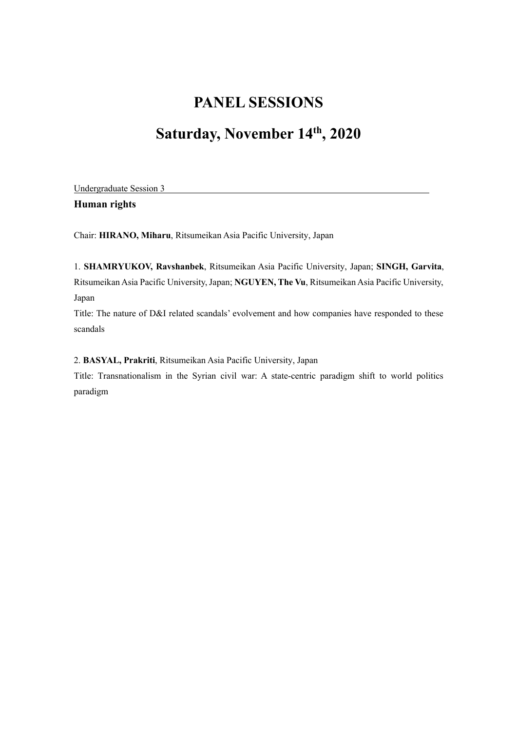# PANEL SESSIONS

# Saturday, November 14th, 2020

Undergraduate Session 3

**Human rights**

Chair: **HIRANO, Miharu**, Ritsumeikan Asia Pacific University, Japan

1. **SHAMRYUKOV, Ravshanbek**, Ritsumeikan Asia Pacific University, Japan; **SINGH, Garvita**, Ritsumeikan Asia Pacific University, Japan; **NGUYEN, The Vu**, Ritsumeikan Asia Pacific University, Japan

Title: The nature of D&I related scandals' evolvement and how companies have responded to these scandals

2. **BASYAL, Prakriti**, Ritsumeikan Asia Pacific University, Japan

Title: Transnationalism in the Syrian civil war: A state-centric paradigm shift to world politics paradigm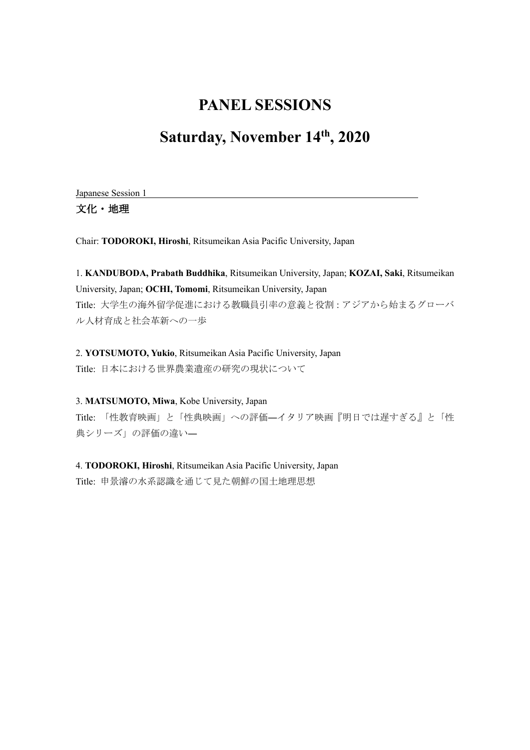# PANEL SESSIONS

# Saturday, November 14th, 2020

Japanese Session 1

## 文化・地理

Chair: **TODOROKI, Hiroshi**, Ritsumeikan Asia Pacific University, Japan

1. **KANDUBODA, Prabath Buddhika**, Ritsumeikan University, Japan; **KOZAI, Saki**, Ritsumeikan University, Japan; **OCHI, Tomomi**, Ritsumeikan University, Japan
Title: 大学生の海外留学促進における教職員引率の意義と役割 : アジアから始まるグローバル人材育成と社会革新への一歩

2. **YOTSUMOTO, Yukio**, Ritsumeikan Asia Pacific University, Japan
Title: 日本における世界農業遺産の研究の現状について

3. **MATSUMOTO, Miwa**, Kobe University, Japan
Title: 「性教育映画」と「性典映画」への評価―イタリア映画『明日では遅すぎる』と「性典シリーズ」の評価の違い―

4. **TODOROKI, Hiroshi**, Ritsumeikan Asia Pacific University, Japan
Title: 申景濬の水系認識を通じて見た朝鮮の国土地理思想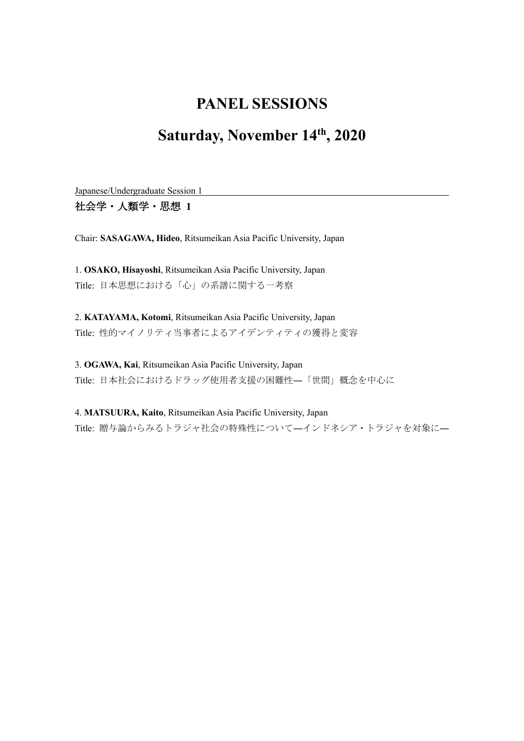# PANEL SESSIONS

# Saturday, November 14th, 2020

Japanese/Undergraduate Session 1

**社会学・人類学・思想 1**

Chair: **SASAGAWA, Hideo**, Ritsumeikan Asia Pacific University, Japan

1. **OSAKO, Hisayoshi**, Ritsumeikan Asia Pacific University, Japan
Title: 日本思想における「心」の系譜に関する一考察

2. **KATAYAMA, Kotomi**, Ritsumeikan Asia Pacific University, Japan
Title: 性的マイノリティ当事者によるアイデンティティの獲得と変容

3. **OGAWA, Kai**, Ritsumeikan Asia Pacific University, Japan
Title: 日本社会におけるドラッグ使用者支援の困難性―「世間」概念を中心に

4. **MATSUURA, Kaito**, Ritsumeikan Asia Pacific University, Japan
Title: 贈与論からみるトラジャ社会の特殊性について―インドネシア・トラジャを対象に―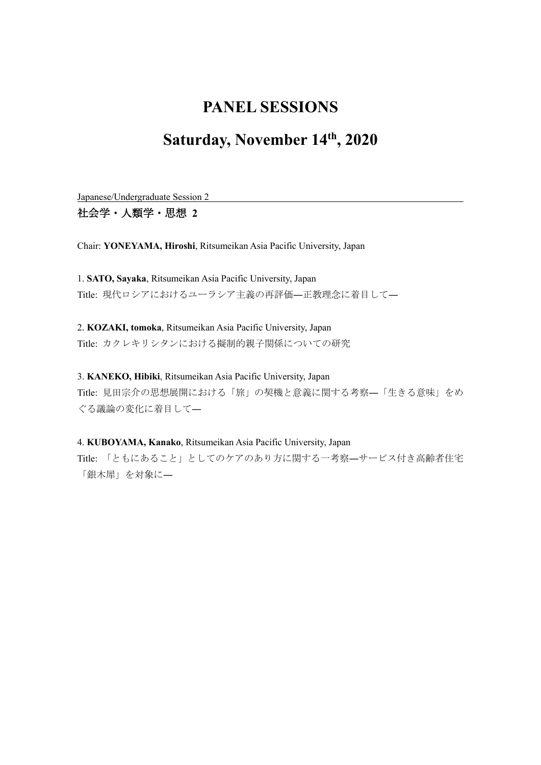# PANEL SESSIONS

# Saturday, November 14th, 2020

Japanese/Undergraduate Session 2

**社会学・人類学・思想 2**

Chair: **YONEYAMA, Hiroshi**, Ritsumeikan Asia Pacific University, Japan

1. **SATO, Sayaka**, Ritsumeikan Asia Pacific University, Japan
Title: 現代ロシアにおけるユーラシア主義の再評価—正教理念に着目して—

2. **KOZAKI, tomoka**, Ritsumeikan Asia Pacific University, Japan
Title: カクレキリシタンにおける擬制的親子関係についての研究

3. **KANEKO, Hibiki**, Ritsumeikan Asia Pacific University, Japan
Title: 見田宗介の思想展開における「旅」の契機と意義に関する考察—「生きる意味」をめぐる議論の変化に着目して—

4. **KUBOYAMA, Kanako**, Ritsumeikan Asia Pacific University, Japan
Title: 「ともにあること」としてのケアのあり方に関する一考察—サービス付き高齢者住宅「銀木犀」を対象に—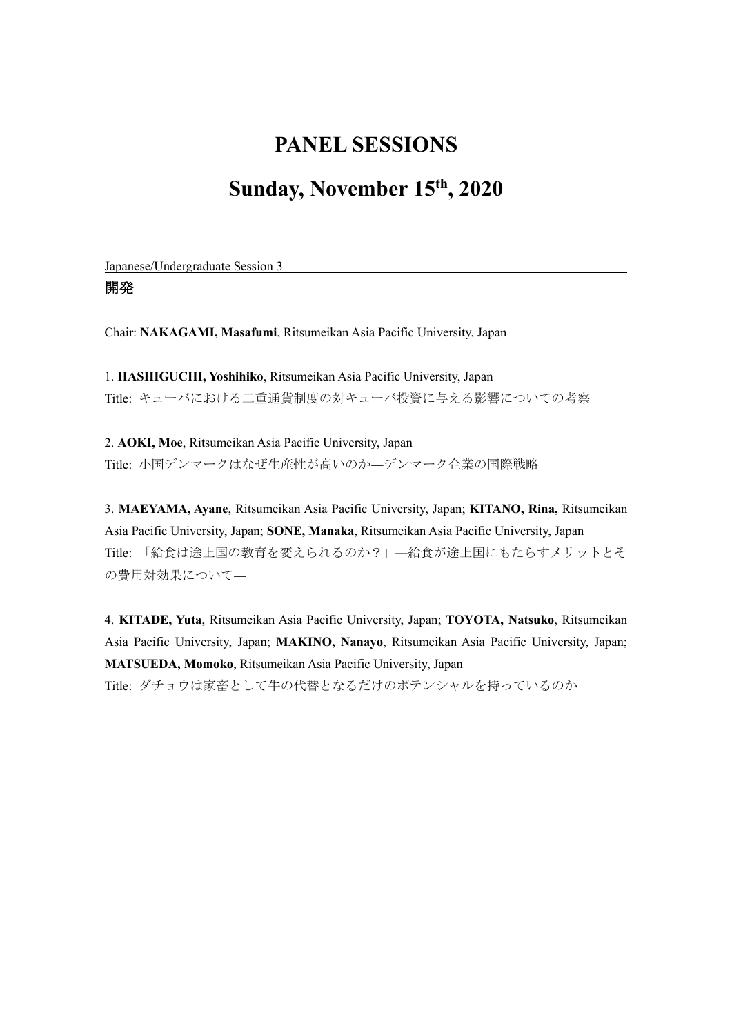# PANEL SESSIONS

# Sunday, November 15th, 2020

Japanese/Undergraduate Session 3

**開発**

Chair: **NAKAGAMI, Masafumi**, Ritsumeikan Asia Pacific University, Japan

1. **HASHIGUCHI, Yoshihiko**, Ritsumeikan Asia Pacific University, Japan
Title: キューバにおける二重通貨制度の対キューバ投資に与える影響についての考察

2. **AOKI, Moe**, Ritsumeikan Asia Pacific University, Japan
Title: 小国デンマークはなぜ生産性が高いのか―デンマーク企業の国際戦略

3. **MAEYAMA, Ayane**, Ritsumeikan Asia Pacific University, Japan; **KITANO, Rina,** Ritsumeikan Asia Pacific University, Japan; **SONE, Manaka**, Ritsumeikan Asia Pacific University, Japan
Title: 「給食は途上国の教育を変えられるのか？」―給食が途上国にもたらすメリットとその費用対効果について―

4. **KITADE, Yuta**, Ritsumeikan Asia Pacific University, Japan; **TOYOTA, Natsuko**, Ritsumeikan Asia Pacific University, Japan; **MAKINO, Nanayo**, Ritsumeikan Asia Pacific University, Japan; **MATSUEDA, Momoko**, Ritsumeikan Asia Pacific University, Japan
Title: ダチョウは家畜として牛の代替となるだけのポテンシャルを持っているのか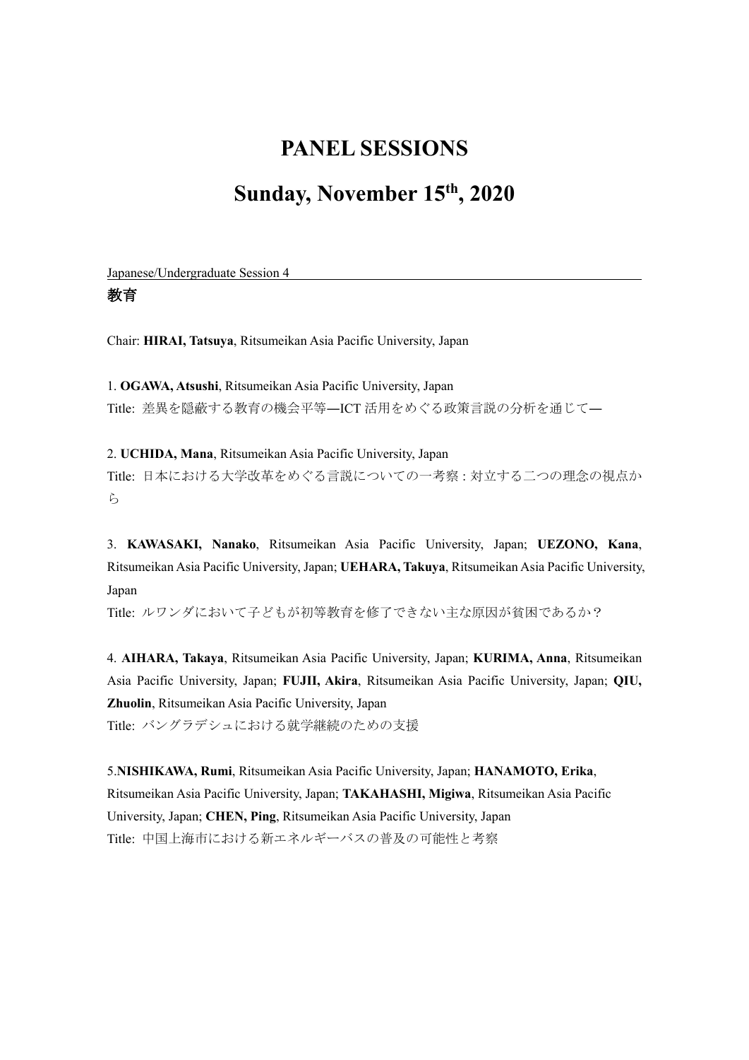# PANEL SESSIONS

# Sunday, November 15th, 2020

Japanese/Undergraduate Session 4

## 教育

Chair: **HIRAI, Tatsuya**, Ritsumeikan Asia Pacific University, Japan

1. **OGAWA, Atsushi**, Ritsumeikan Asia Pacific University, Japan
Title: 差異を隠蔽する教育の機会平等—ICT 活用をめぐる政策言説の分析を通じて—

2. **UCHIDA, Mana**, Ritsumeikan Asia Pacific University, Japan
Title: 日本における大学改革をめぐる言説についての一考察：対立する二つの理念の視点から

3. **KAWASAKI, Nanako**, Ritsumeikan Asia Pacific University, Japan; **UEZONO, Kana**, Ritsumeikan Asia Pacific University, Japan; **UEHARA, Takuya**, Ritsumeikan Asia Pacific University, Japan
Title: ルワンダにおいて子どもが初等教育を修了できない主な原因が貧困であるか？

4. **AIHARA, Takaya**, Ritsumeikan Asia Pacific University, Japan; **KURIMA, Anna**, Ritsumeikan Asia Pacific University, Japan; **FUJII, Akira**, Ritsumeikan Asia Pacific University, Japan; **QIU, Zhuolin**, Ritsumeikan Asia Pacific University, Japan
Title: バングラデシュにおける就学継続のための支援

5. **NISHIKAWA, Rumi**, Ritsumeikan Asia Pacific University, Japan; **HANAMOTO, Erika**, Ritsumeikan Asia Pacific University, Japan; **TAKAHASHI, Migiwa**, Ritsumeikan Asia Pacific University, Japan; **CHEN, Ping**, Ritsumeikan Asia Pacific University, Japan
Title: 中国上海市における新エネルギーバスの普及の可能性と考察